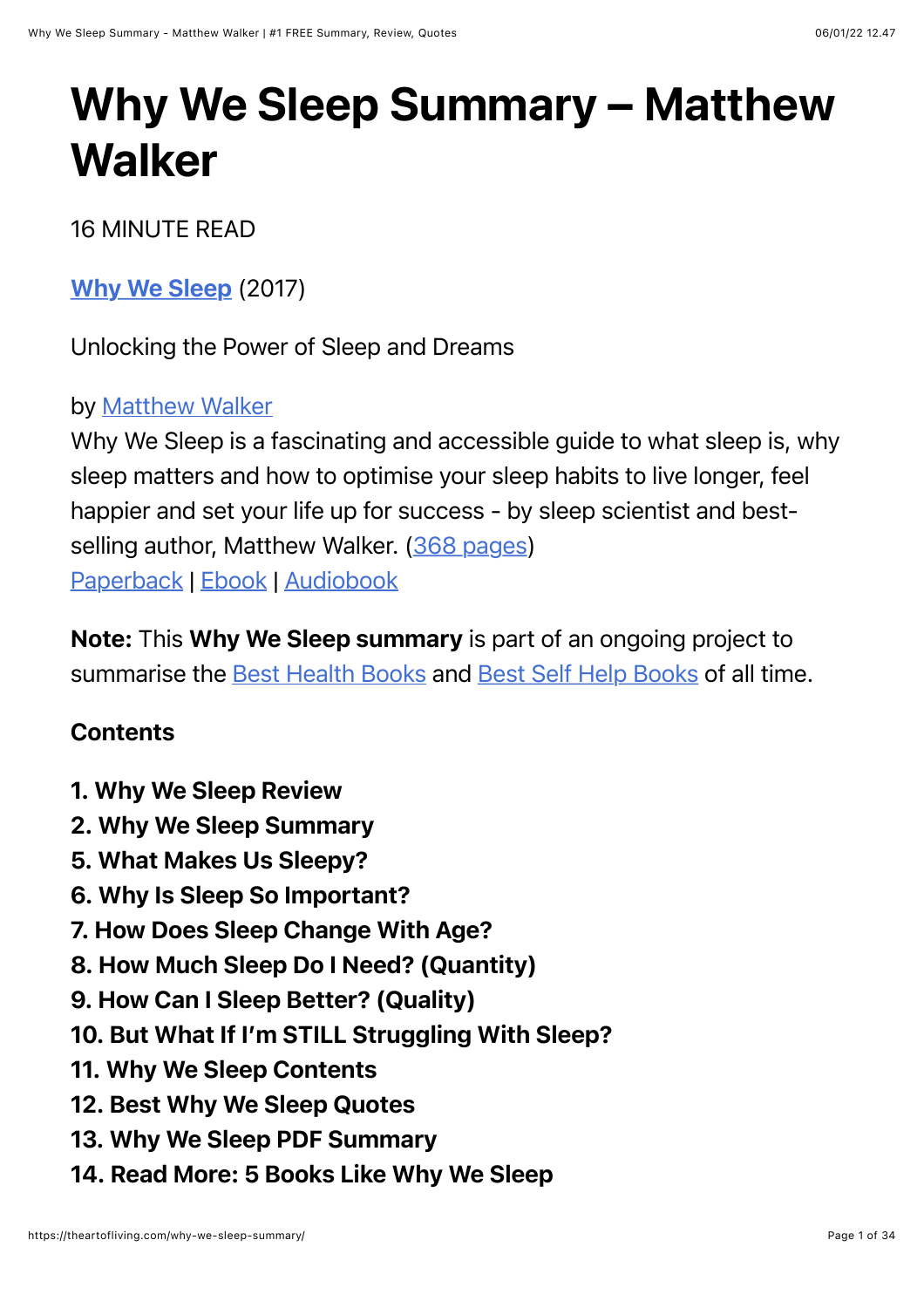# Why We Sleep Summary – Matthew Walker

16 MINUTE READ

**[Why We Sleep](#)** (2017)

Unlocking the Power of Sleep and Dreams

by [Matthew Walker](#)
Why We Sleep is a fascinating and accessible guide to what sleep is, why sleep matters and how to optimise your sleep habits to live longer, feel happier and set your life up for success - by sleep scientist and best-selling author, Matthew Walker. ([368 pages](#))
[Paperback](#) | [Ebook](#) | [Audiobook](#)

**Note:** This **Why We Sleep summary** is part of an ongoing project to summarise the [Best Health Books](#) and [Best Self Help Books](#) of all time.

### Contents

1. **Why We Sleep Review**
2. **Why We Sleep Summary**
5. **What Makes Us Sleepy?**
6. **Why Is Sleep So Important?**
7. **How Does Sleep Change With Age?**
8. **How Much Sleep Do I Need? (Quantity)**
9. **How Can I Sleep Better? (Quality)**
10. **But What If I'm STILL Struggling With Sleep?**
11. **Why We Sleep Contents**
12. **Best Why We Sleep Quotes**
13. **Why We Sleep PDF Summary**
14. **Read More: 5 Books Like Why We Sleep**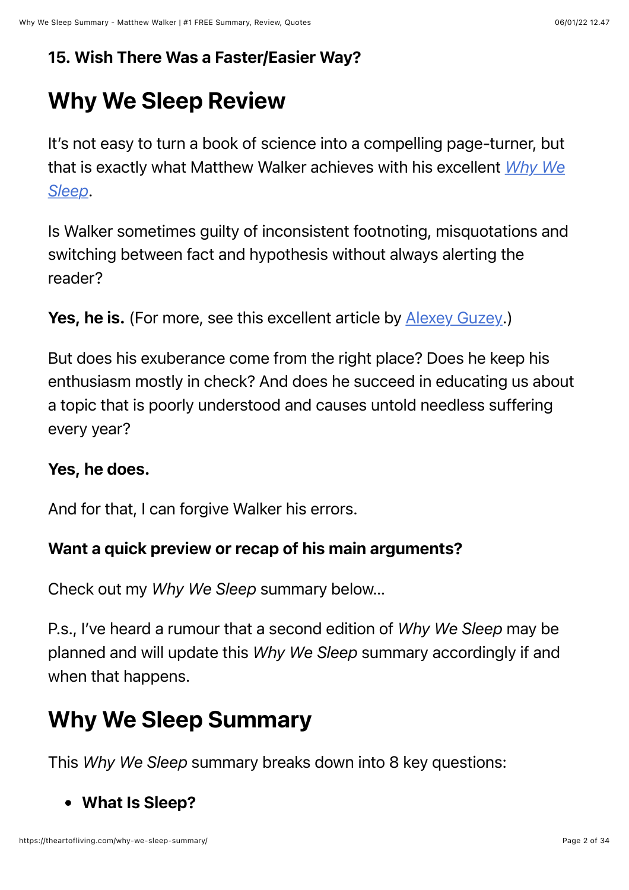### 15. Wish There Was a Faster/Easier Way?

## Why We Sleep Review

It's not easy to turn a book of science into a compelling page-turner, but that is exactly what Matthew Walker achieves with his excellent *Why We Sleep*.

Is Walker sometimes guilty of inconsistent footnoting, misquotations and switching between fact and hypothesis without always alerting the reader?

**Yes, he is.** (For more, see this excellent article by Alexey Guzey.)

But does his exuberance come from the right place? Does he keep his enthusiasm mostly in check? And does he succeed in educating us about a topic that is poorly understood and causes untold needless suffering every year?

**Yes, he does.**

And for that, I can forgive Walker his errors.

**Want a quick preview or recap of his main arguments?**

Check out my *Why We Sleep* summary below…

P.s., I've heard a rumour that a second edition of *Why We Sleep* may be planned and will update this *Why We Sleep* summary accordingly if and when that happens.

## Why We Sleep Summary

This *Why We Sleep* summary breaks down into 8 key questions:

- **What Is Sleep?**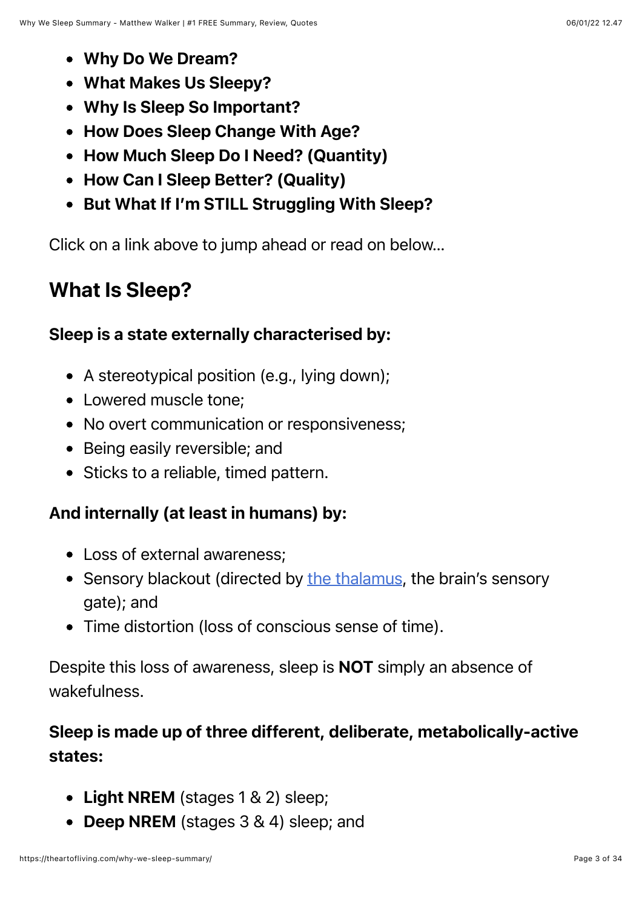- **Why Do We Dream?**
- **What Makes Us Sleepy?**
- **Why Is Sleep So Important?**
- **How Does Sleep Change With Age?**
- **How Much Sleep Do I Need? (Quantity)**
- **How Can I Sleep Better? (Quality)**
- **But What If I'm STILL Struggling With Sleep?**

Click on a link above to jump ahead or read on below…

## What Is Sleep?

### Sleep is a state externally characterised by:

- A stereotypical position (e.g., lying down);
- Lowered muscle tone;
- No overt communication or responsiveness;
- Being easily reversible; and
- Sticks to a reliable, timed pattern.

### And internally (at least in humans) by:

- Loss of external awareness;
- Sensory blackout (directed by the thalamus, the brain's sensory gate); and
- Time distortion (loss of conscious sense of time).

Despite this loss of awareness, sleep is **NOT** simply an absence of wakefulness.

### Sleep is made up of three different, deliberate, metabolically-active states:

- **Light NREM** (stages 1 & 2) sleep;
- **Deep NREM** (stages 3 & 4) sleep; and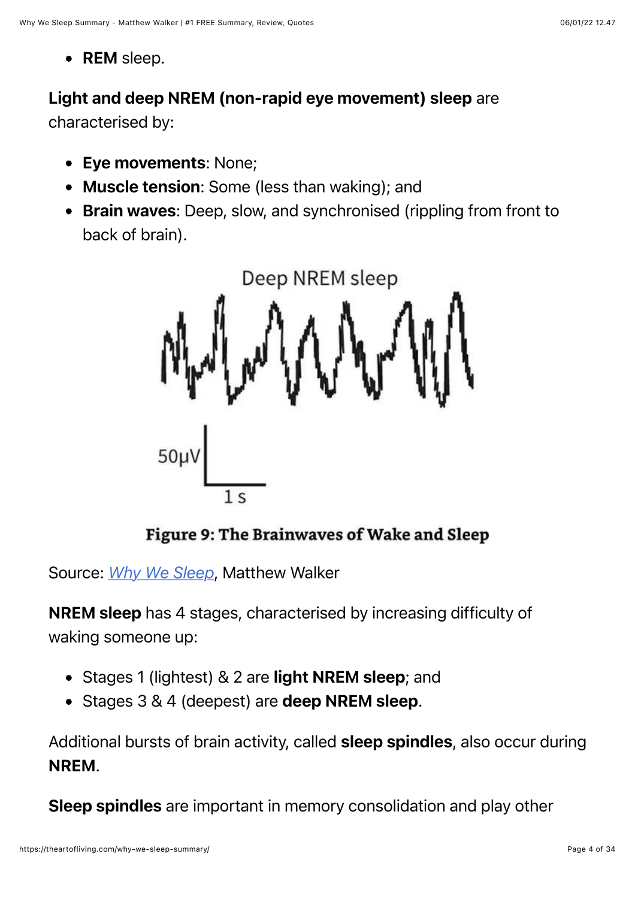- **REM** sleep.

**Light and deep NREM (non-rapid eye movement) sleep** are characterised by:

- **Eye movements**: None;
- **Muscle tension**: Some (less than waking); and
- **Brain waves**: Deep, slow, and synchronised (rippling from front to back of brain).

Deep NREM sleep

50µV

1 s

**Figure 9: The Brainwaves of Wake and Sleep**

Source: *Why We Sleep*, Matthew Walker

**NREM sleep** has 4 stages, characterised by increasing difficulty of waking someone up:

- Stages 1 (lightest) & 2 are **light NREM sleep**; and
- Stages 3 & 4 (deepest) are **deep NREM sleep**.

Additional bursts of brain activity, called **sleep spindles**, also occur during **NREM**.

**Sleep spindles** are important in memory consolidation and play other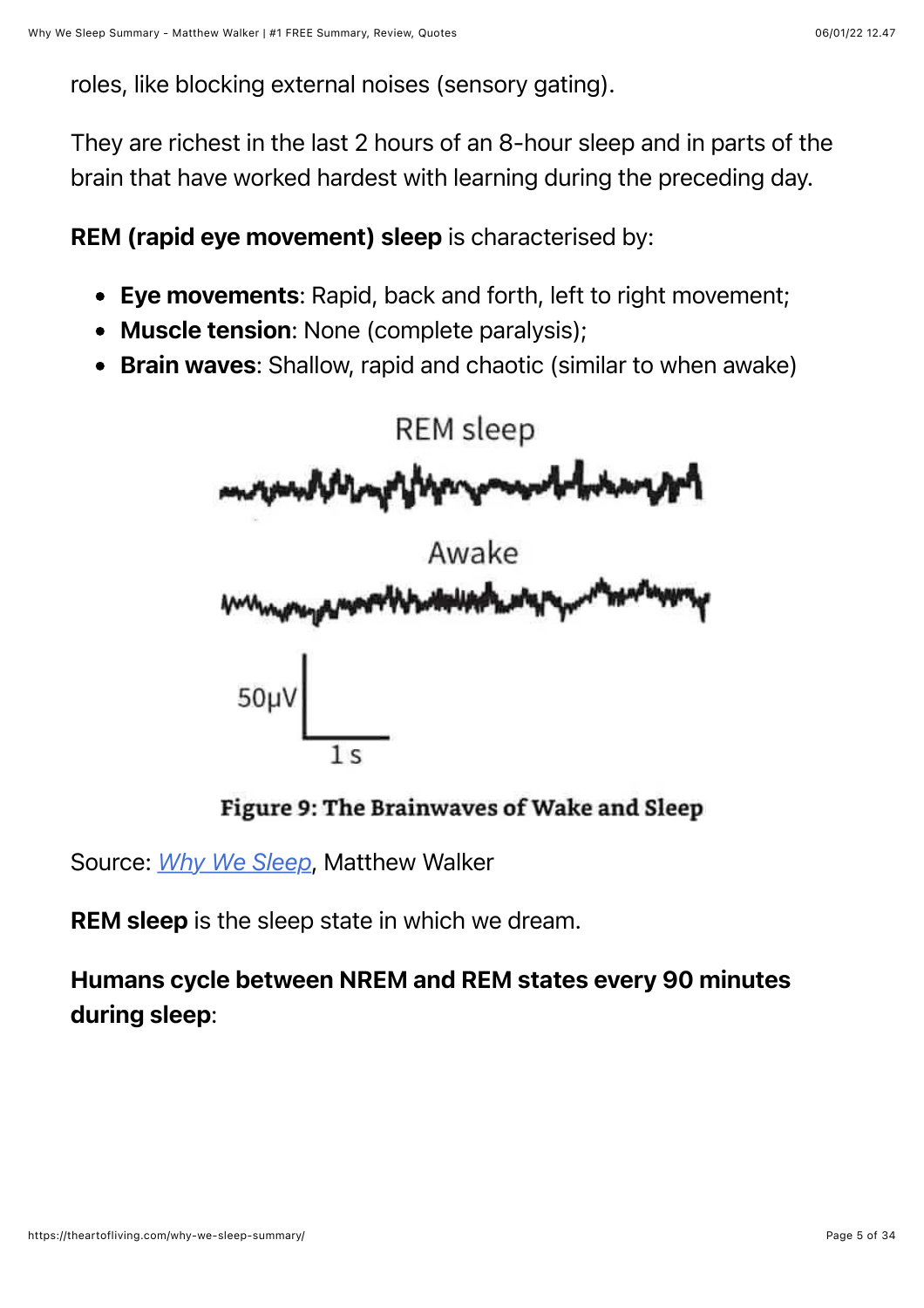roles, like blocking external noises (sensory gating).

They are richest in the last 2 hours of an 8-hour sleep and in parts of the brain that have worked hardest with learning during the preceding day.

**REM (rapid eye movement) sleep** is characterised by:

- **Eye movements**: Rapid, back and forth, left to right movement;
- **Muscle tension**: None (complete paralysis);
- **Brain waves**: Shallow, rapid and chaotic (similar to when awake)

**Figure 9: The Brainwaves of Wake and Sleep**

Source: *Why We Sleep*, Matthew Walker

**REM sleep** is the sleep state in which we dream.

**Humans cycle between NREM and REM states every 90 minutes during sleep**: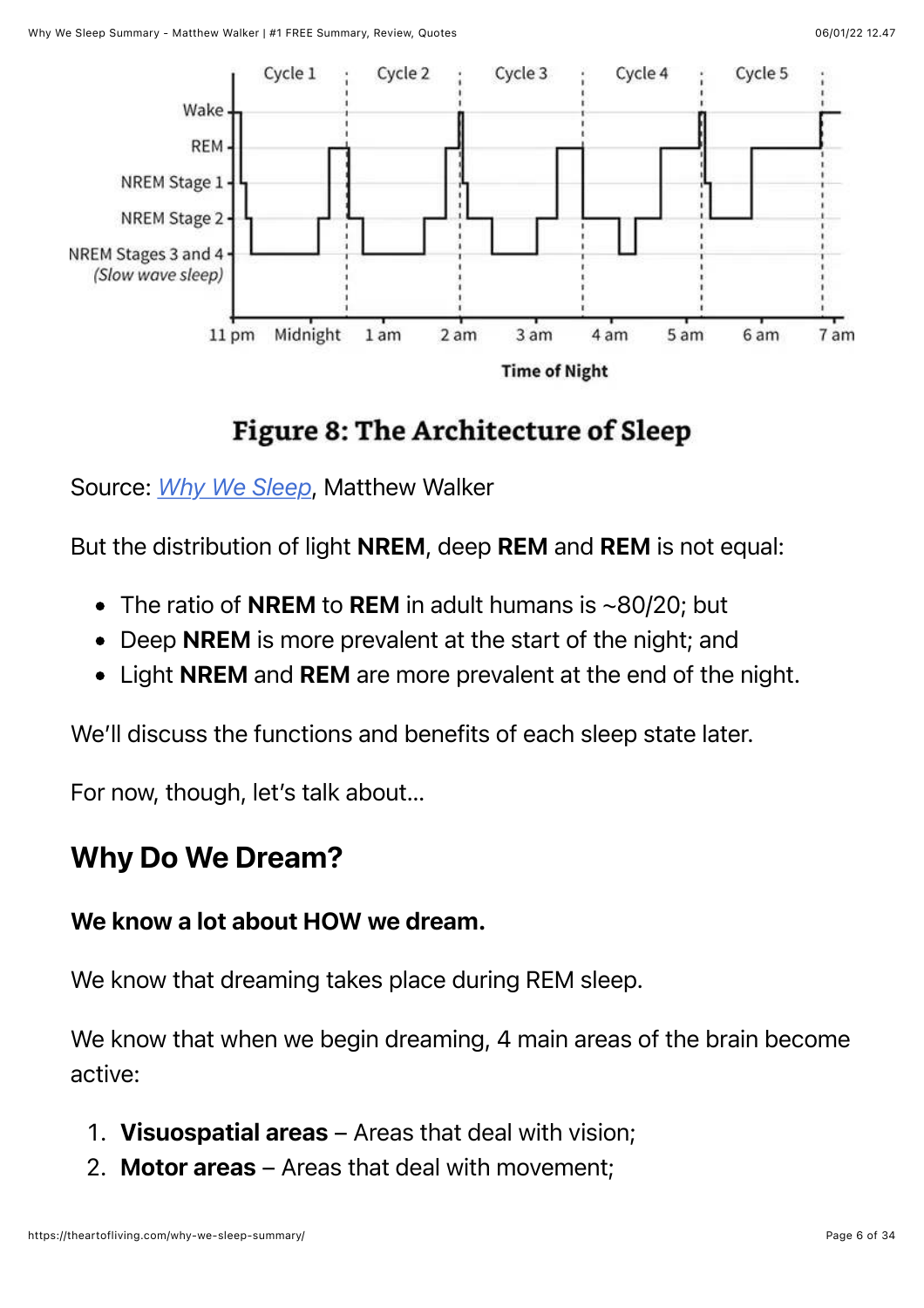**Figure 8: The Architecture of Sleep**

Source: *Why We Sleep*, Matthew Walker

But the distribution of light **NREM**, deep **REM** and **REM** is not equal:

- The ratio of **NREM** to **REM** in adult humans is ~80/20; but
- Deep **NREM** is more prevalent at the start of the night; and
- Light **NREM** and **REM** are more prevalent at the end of the night.

We'll discuss the functions and benefits of each sleep state later.

For now, though, let's talk about…

## Why Do We Dream?

**We know a lot about HOW we dream.**

We know that dreaming takes place during REM sleep.

We know that when we begin dreaming, 4 main areas of the brain become active:

1. **Visuospatial areas** – Areas that deal with vision;
2. **Motor areas** – Areas that deal with movement;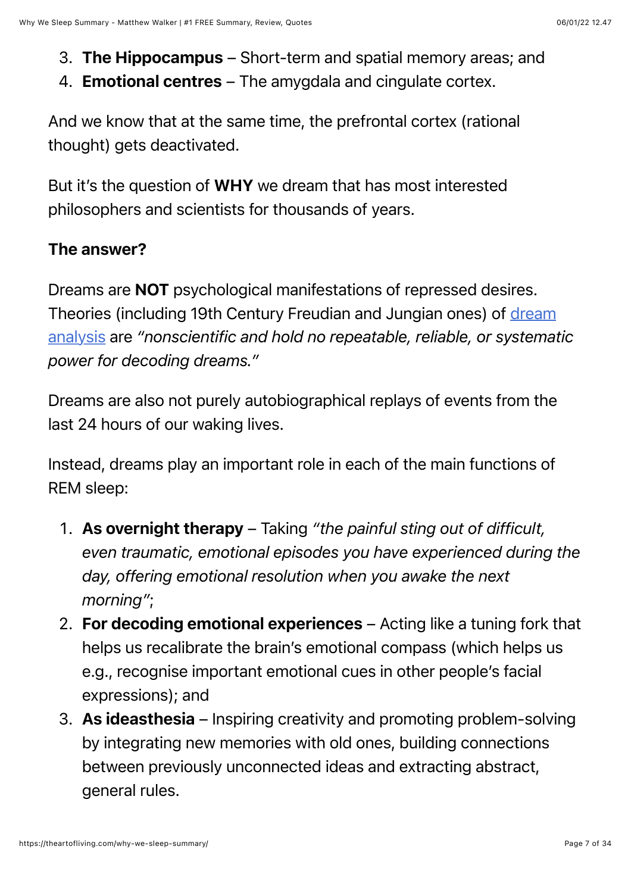3. **The Hippocampus** – Short-term and spatial memory areas; and
4. **Emotional centres** – The amygdala and cingulate cortex.

And we know that at the same time, the prefrontal cortex (rational thought) gets deactivated.

But it's the question of **WHY** we dream that has most interested philosophers and scientists for thousands of years.

**The answer?**

Dreams are **NOT** psychological manifestations of repressed desires. Theories (including 19th Century Freudian and Jungian ones) of dream analysis are *"nonscientific and hold no repeatable, reliable, or systematic power for decoding dreams."*

Dreams are also not purely autobiographical replays of events from the last 24 hours of our waking lives.

Instead, dreams play an important role in each of the main functions of REM sleep:

1. **As overnight therapy** – Taking *"the painful sting out of difficult, even traumatic, emotional episodes you have experienced during the day, offering emotional resolution when you awake the next morning"*;
2. **For decoding emotional experiences** – Acting like a tuning fork that helps us recalibrate the brain's emotional compass (which helps us e.g., recognise important emotional cues in other people's facial expressions); and
3. **As ideasthesia** – Inspiring creativity and promoting problem-solving by integrating new memories with old ones, building connections between previously unconnected ideas and extracting abstract, general rules.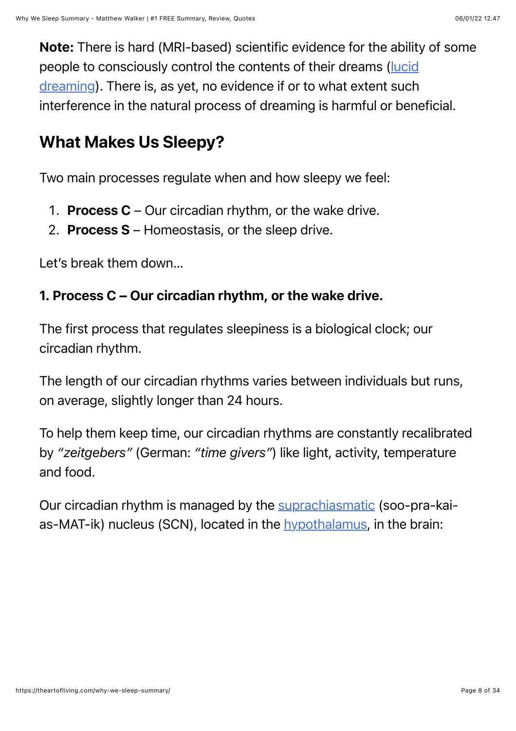**Note:** There is hard (MRI-based) scientific evidence for the ability of some people to consciously control the contents of their dreams (lucid dreaming). There is, as yet, no evidence if or to what extent such interference in the natural process of dreaming is harmful or beneficial.

## What Makes Us Sleepy?

Two main processes regulate when and how sleepy we feel:

1. **Process C** – Our circadian rhythm, or the wake drive.
2. **Process S** – Homeostasis, or the sleep drive.

Let's break them down…

### 1. Process C – Our circadian rhythm, or the wake drive.

The first process that regulates sleepiness is a biological clock; our circadian rhythm.

The length of our circadian rhythms varies between individuals but runs, on average, slightly longer than 24 hours.

To help them keep time, our circadian rhythms are constantly recalibrated by *"zeitgebers"* (German: *"time givers"*) like light, activity, temperature and food.

Our circadian rhythm is managed by the suprachiasmatic (soo-pra-kai-as-MAT-ik) nucleus (SCN), located in the hypothalamus, in the brain: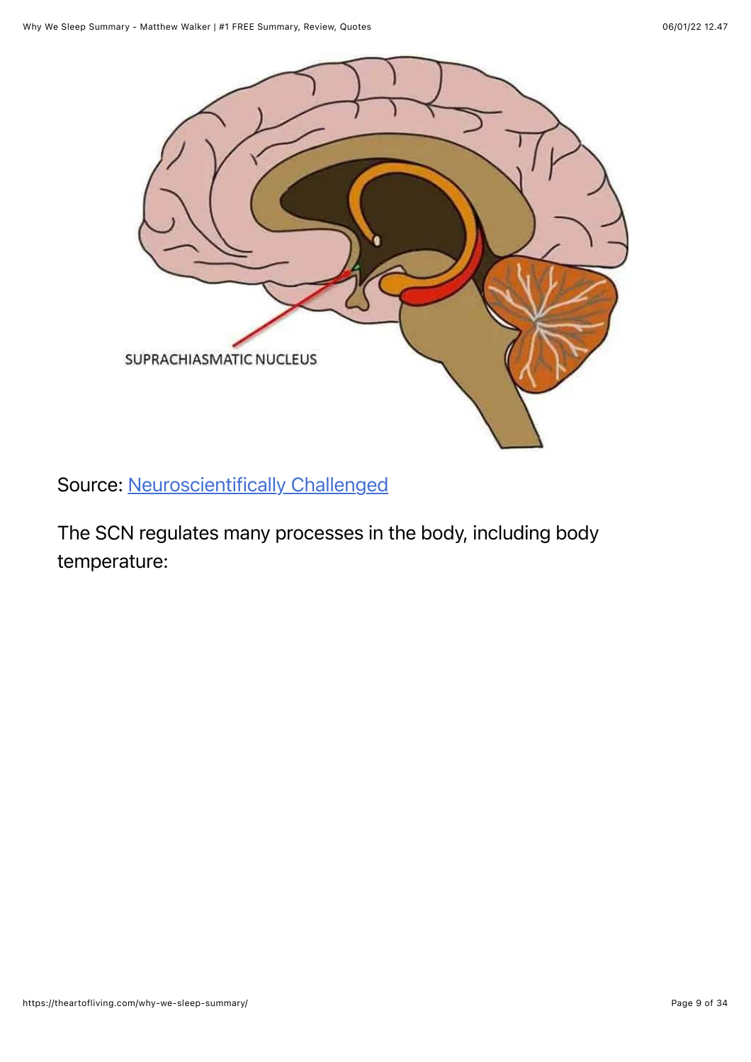Source: [Neuroscientifically Challenged]

The SCN regulates many processes in the body, including body temperature: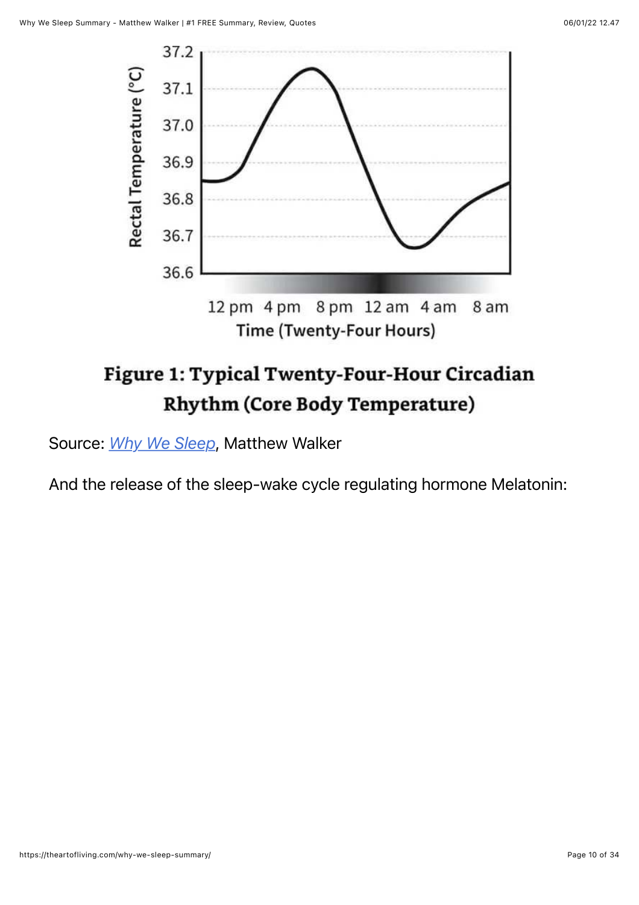**Figure 1: Typical Twenty-Four-Hour Circadian Rhythm (Core Body Temperature)**

Source: *Why We Sleep*, Matthew Walker

And the release of the sleep-wake cycle regulating hormone Melatonin: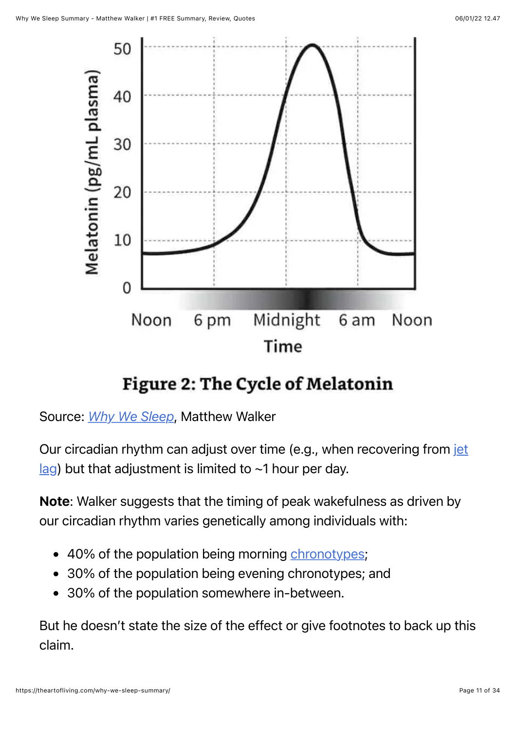**Figure 2: The Cycle of Melatonin**

Source: *Why We Sleep*, Matthew Walker

Our circadian rhythm can adjust over time (e.g., when recovering from jet lag) but that adjustment is limited to ~1 hour per day.

**Note**: Walker suggests that the timing of peak wakefulness as driven by our circadian rhythm varies genetically among individuals with:

- 40% of the population being morning chronotypes;
- 30% of the population being evening chronotypes; and
- 30% of the population somewhere in-between.

But he doesn't state the size of the effect or give footnotes to back up this claim.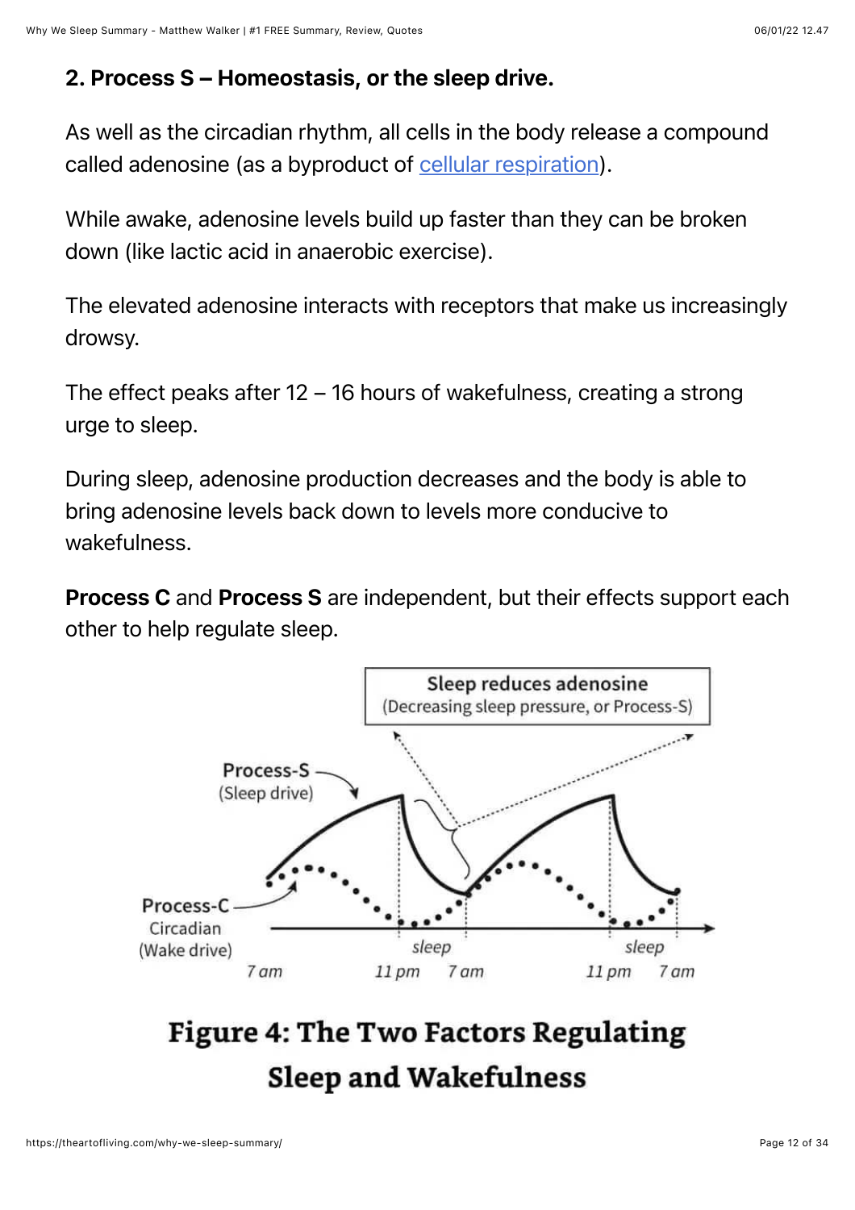**2. Process S – Homeostasis, or the sleep drive.**

As well as the circadian rhythm, all cells in the body release a compound called adenosine (as a byproduct of [cellular respiration](https://theartofliving.com/why-we-sleep-summary/)).

While awake, adenosine levels build up faster than they can be broken down (like lactic acid in anaerobic exercise).

The elevated adenosine interacts with receptors that make us increasingly drowsy.

The effect peaks after 12 – 16 hours of wakefulness, creating a strong urge to sleep.

During sleep, adenosine production decreases and the body is able to bring adenosine levels back down to levels more conducive to wakefulness.

**Process C** and **Process S** are independent, but their effects support each other to help regulate sleep.

Sleep reduces adenosine
(Decreasing sleep pressure, or Process-S)

Process-S
(Sleep drive)

Process-C
Circadian
(Wake drive)

sleep sleep

7 am 11 pm 7 am 11 pm 7 am

**Figure 4: The Two Factors Regulating Sleep and Wakefulness**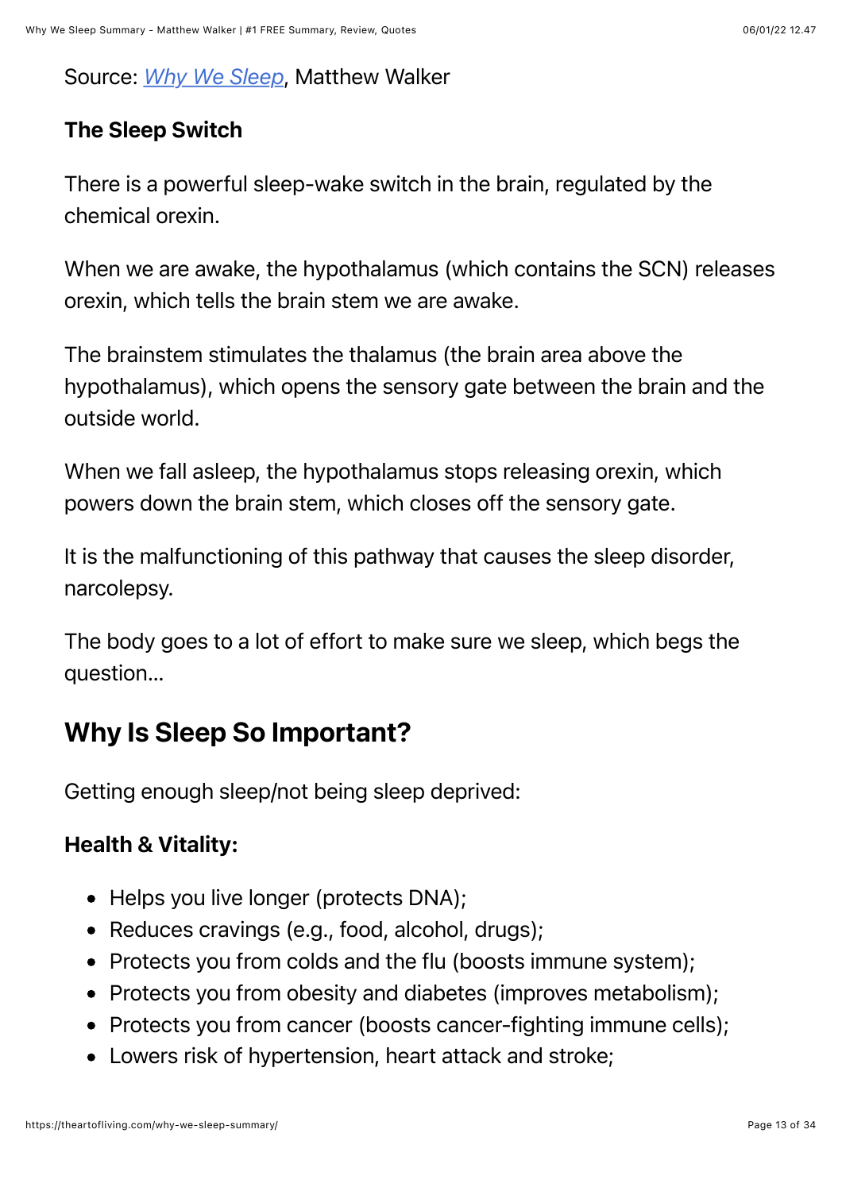Source: *Why We Sleep*, Matthew Walker

**The Sleep Switch**

There is a powerful sleep-wake switch in the brain, regulated by the chemical orexin.

When we are awake, the hypothalamus (which contains the SCN) releases orexin, which tells the brain stem we are awake.

The brainstem stimulates the thalamus (the brain area above the hypothalamus), which opens the sensory gate between the brain and the outside world.

When we fall asleep, the hypothalamus stops releasing orexin, which powers down the brain stem, which closes off the sensory gate.

It is the malfunctioning of this pathway that causes the sleep disorder, narcolepsy.

The body goes to a lot of effort to make sure we sleep, which begs the question…

## Why Is Sleep So Important?

Getting enough sleep/not being sleep deprived:

**Health & Vitality:**

- Helps you live longer (protects DNA);
- Reduces cravings (e.g., food, alcohol, drugs);
- Protects you from colds and the flu (boosts immune system);
- Protects you from obesity and diabetes (improves metabolism);
- Protects you from cancer (boosts cancer-fighting immune cells);
- Lowers risk of hypertension, heart attack and stroke;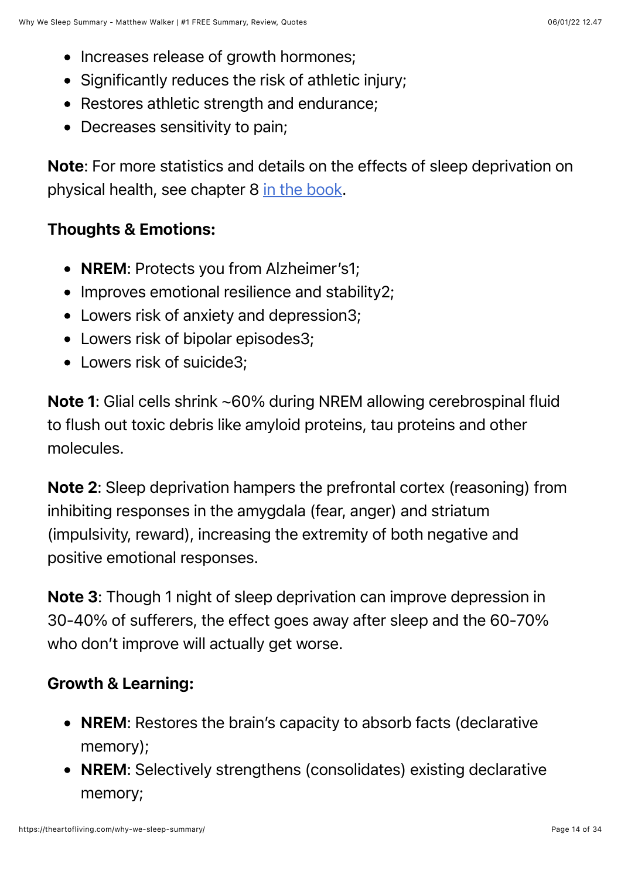- Increases release of growth hormones;
- Significantly reduces the risk of athletic injury;
- Restores athletic strength and endurance;
- Decreases sensitivity to pain;

**Note**: For more statistics and details on the effects of sleep deprivation on physical health, see chapter 8 [in the book](#).

**Thoughts & Emotions:**

- **NREM**: Protects you from Alzheimer's[1];
- Improves emotional resilience and stability[2];
- Lowers risk of anxiety and depression[3];
- Lowers risk of bipolar episodes[3];
- Lowers risk of suicide[3];

**Note 1**: Glial cells shrink ~60% during NREM allowing cerebrospinal fluid to flush out toxic debris like amyloid proteins, tau proteins and other molecules.

**Note 2**: Sleep deprivation hampers the prefrontal cortex (reasoning) from inhibiting responses in the amygdala (fear, anger) and striatum (impulsivity, reward), increasing the extremity of both negative and positive emotional responses.

**Note 3**: Though 1 night of sleep deprivation can improve depression in 30-40% of sufferers, the effect goes away after sleep and the 60-70% who don't improve will actually get worse.

**Growth & Learning:**

- **NREM**: Restores the brain's capacity to absorb facts (declarative memory);
- **NREM**: Selectively strengthens (consolidates) existing declarative memory;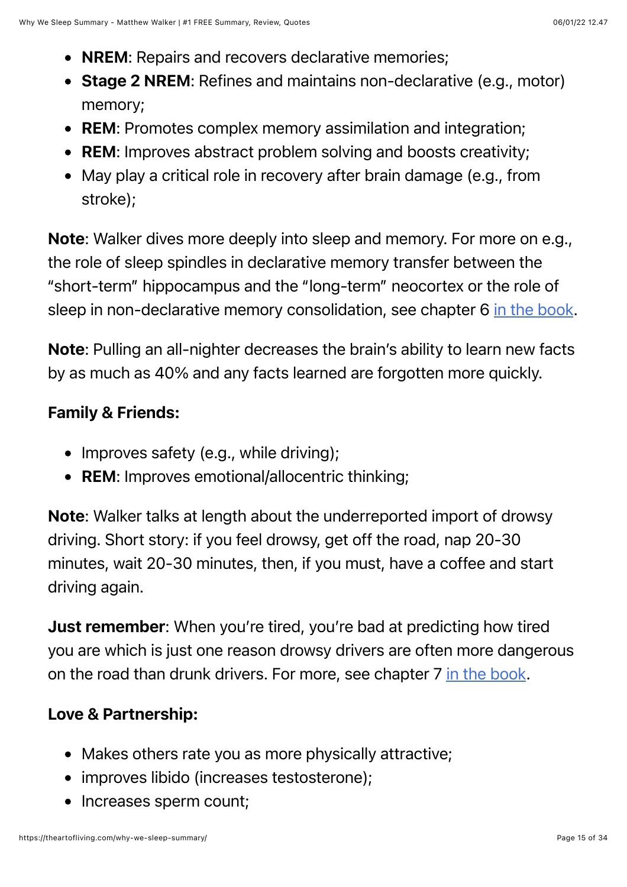- **NREM**: Repairs and recovers declarative memories;
- **Stage 2 NREM**: Refines and maintains non-declarative (e.g., motor) memory;
- **REM**: Promotes complex memory assimilation and integration;
- **REM**: Improves abstract problem solving and boosts creativity;
- May play a critical role in recovery after brain damage (e.g., from stroke);

**Note**: Walker dives more deeply into sleep and memory. For more on e.g., the role of sleep spindles in declarative memory transfer between the "short-term" hippocampus and the "long-term" neocortex or the role of sleep in non-declarative memory consolidation, see chapter 6 in the book.

**Note**: Pulling an all-nighter decreases the brain's ability to learn new facts by as much as 40% and any facts learned are forgotten more quickly.

**Family & Friends:**

- Improves safety (e.g., while driving);
- **REM**: Improves emotional/allocentric thinking;

**Note**: Walker talks at length about the underreported import of drowsy driving. Short story: if you feel drowsy, get off the road, nap 20-30 minutes, wait 20-30 minutes, then, if you must, have a coffee and start driving again.

**Just remember**: When you're tired, you're bad at predicting how tired you are which is just one reason drowsy drivers are often more dangerous on the road than drunk drivers. For more, see chapter 7 in the book.

**Love & Partnership:**

- Makes others rate you as more physically attractive;
- improves libido (increases testosterone);
- Increases sperm count;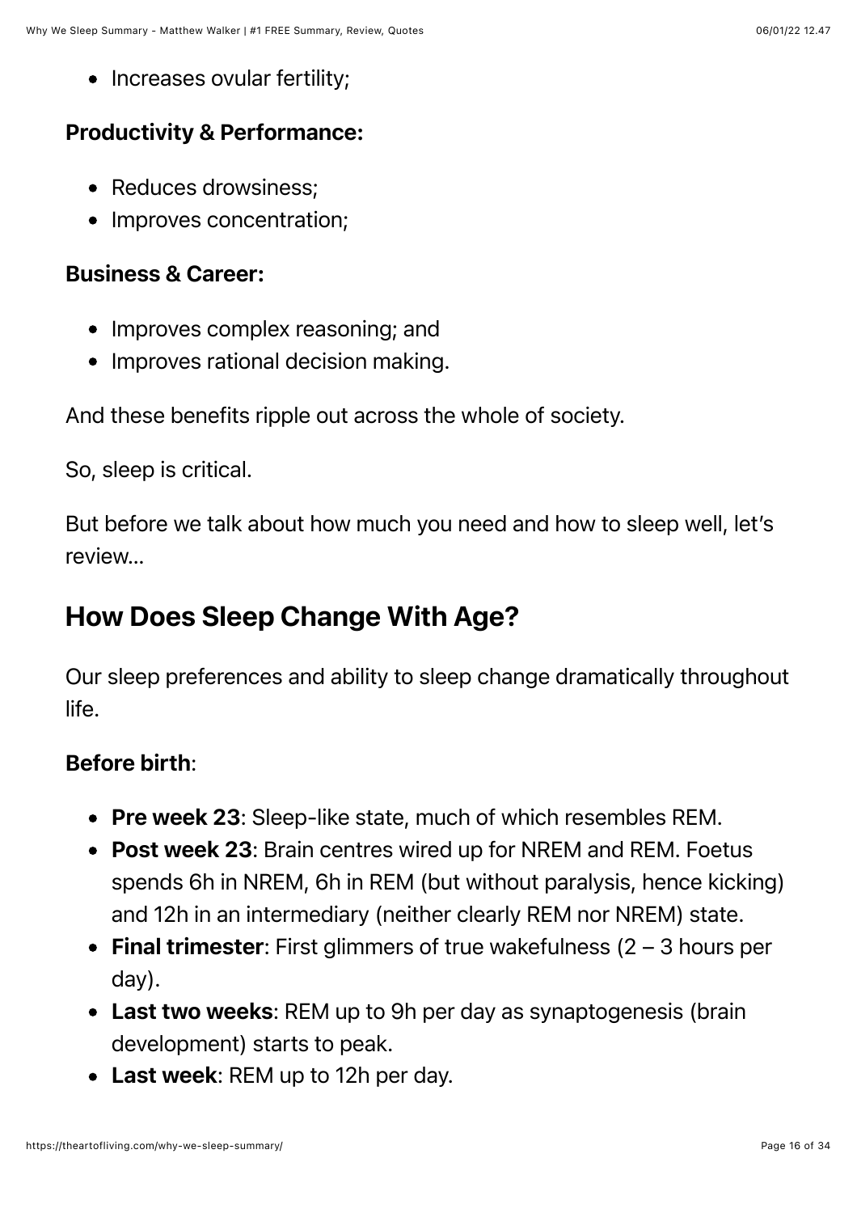- Increases ovular fertility;

### Productivity & Performance:

- Reduces drowsiness;
- Improves concentration;

### Business & Career:

- Improves complex reasoning; and
- Improves rational decision making.

And these benefits ripple out across the whole of society.

So, sleep is critical.

But before we talk about how much you need and how to sleep well, let's review…

## How Does Sleep Change With Age?

Our sleep preferences and ability to sleep change dramatically throughout life.

**Before birth**:

- **Pre week 23**: Sleep-like state, much of which resembles REM.
- **Post week 23**: Brain centres wired up for NREM and REM. Foetus spends 6h in NREM, 6h in REM (but without paralysis, hence kicking) and 12h in an intermediary (neither clearly REM nor NREM) state.
- **Final trimester**: First glimmers of true wakefulness (2 – 3 hours per day).
- **Last two weeks**: REM up to 9h per day as synaptogenesis (brain development) starts to peak.
- **Last week**: REM up to 12h per day.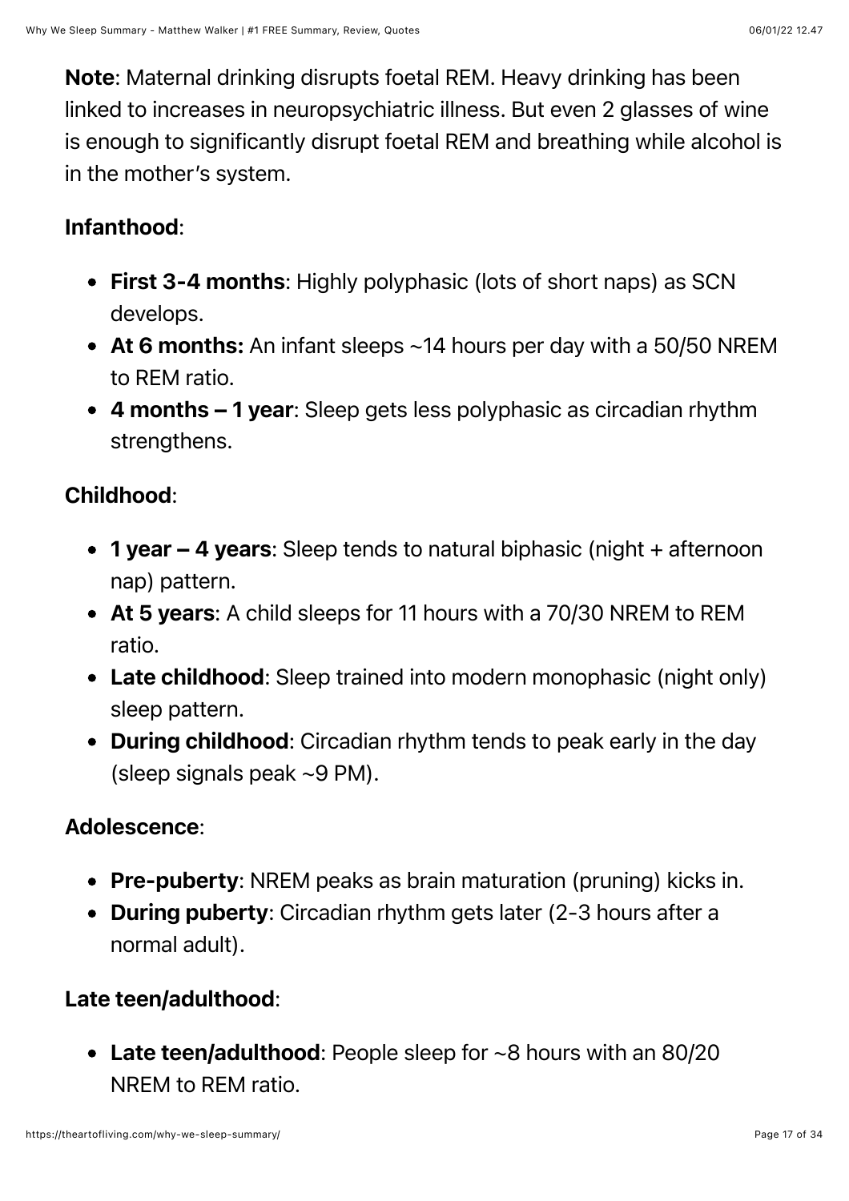**Note**: Maternal drinking disrupts foetal REM. Heavy drinking has been linked to increases in neuropsychiatric illness. But even 2 glasses of wine is enough to significantly disrupt foetal REM and breathing while alcohol is in the mother's system.

**Infanthood**:

- **First 3-4 months**: Highly polyphasic (lots of short naps) as SCN develops.
- **At 6 months:** An infant sleeps ~14 hours per day with a 50/50 NREM to REM ratio.
- **4 months – 1 year**: Sleep gets less polyphasic as circadian rhythm strengthens.

**Childhood**:

- **1 year – 4 years**: Sleep tends to natural biphasic (night + afternoon nap) pattern.
- **At 5 years**: A child sleeps for 11 hours with a 70/30 NREM to REM ratio.
- **Late childhood**: Sleep trained into modern monophasic (night only) sleep pattern.
- **During childhood**: Circadian rhythm tends to peak early in the day (sleep signals peak ~9 PM).

**Adolescence**:

- **Pre-puberty**: NREM peaks as brain maturation (pruning) kicks in.
- **During puberty**: Circadian rhythm gets later (2-3 hours after a normal adult).

**Late teen/adulthood**:

- **Late teen/adulthood**: People sleep for ~8 hours with an 80/20 NREM to REM ratio.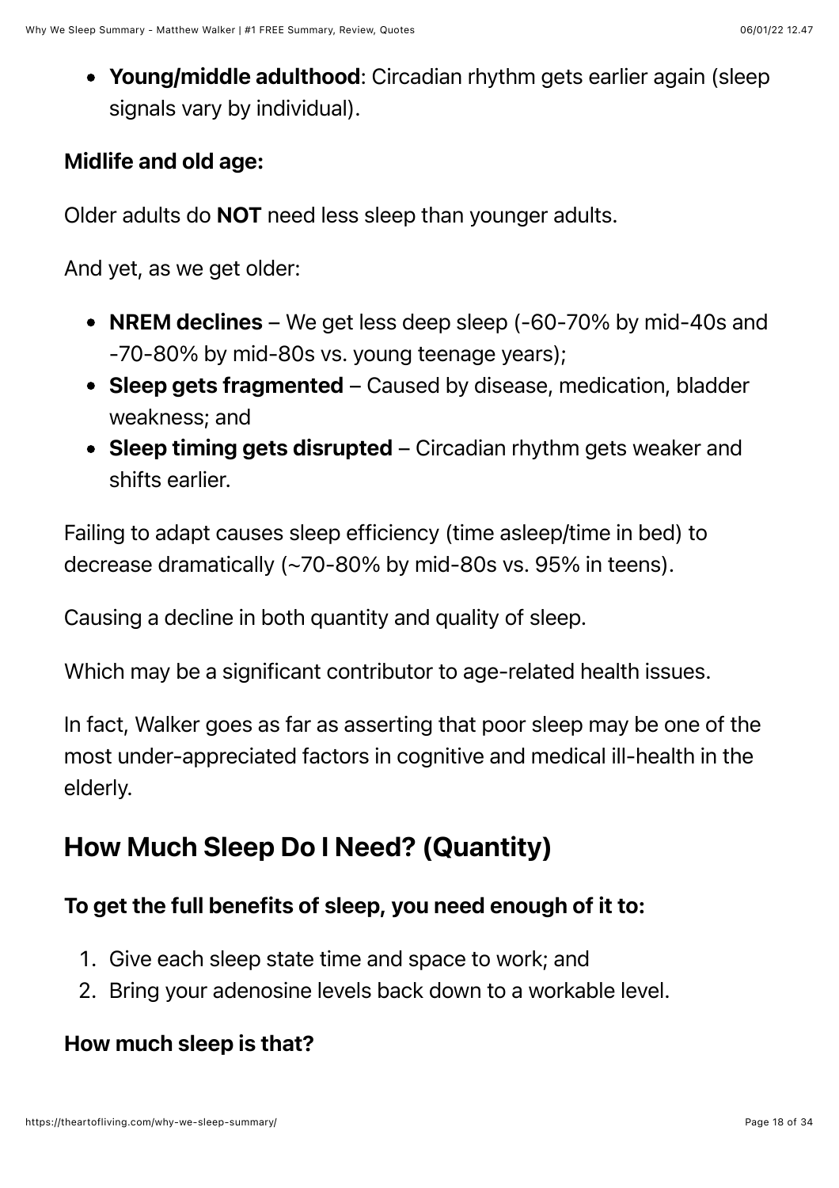- **Young/middle adulthood**: Circadian rhythm gets earlier again (sleep signals vary by individual).

**Midlife and old age:**

Older adults do **NOT** need less sleep than younger adults.

And yet, as we get older:

- **NREM declines** – We get less deep sleep (-60-70% by mid-40s and -70-80% by mid-80s vs. young teenage years);
- **Sleep gets fragmented** – Caused by disease, medication, bladder weakness; and
- **Sleep timing gets disrupted** – Circadian rhythm gets weaker and shifts earlier.

Failing to adapt causes sleep efficiency (time asleep/time in bed) to decrease dramatically (~70-80% by mid-80s vs. 95% in teens).

Causing a decline in both quantity and quality of sleep.

Which may be a significant contributor to age-related health issues.

In fact, Walker goes as far as asserting that poor sleep may be one of the most under-appreciated factors in cognitive and medical ill-health in the elderly.

## How Much Sleep Do I Need? (Quantity)

**To get the full benefits of sleep, you need enough of it to:**

1. Give each sleep state time and space to work; and
2. Bring your adenosine levels back down to a workable level.

**How much sleep is that?**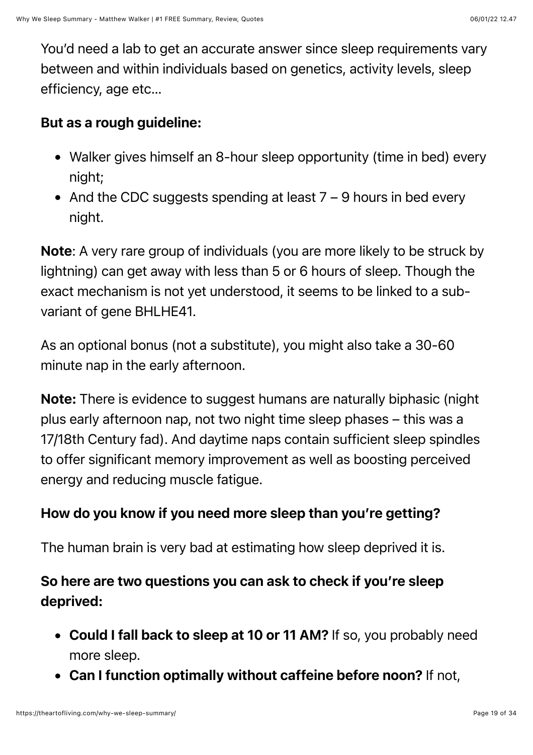You'd need a lab to get an accurate answer since sleep requirements vary between and within individuals based on genetics, activity levels, sleep efficiency, age etc…

**But as a rough guideline:**

- Walker gives himself an 8-hour sleep opportunity (time in bed) every night;
- And the CDC suggests spending at least 7 – 9 hours in bed every night.

**Note**: A very rare group of individuals (you are more likely to be struck by lightning) can get away with less than 5 or 6 hours of sleep. Though the exact mechanism is not yet understood, it seems to be linked to a sub-variant of gene BHLHE41.

As an optional bonus (not a substitute), you might also take a 30-60 minute nap in the early afternoon.

**Note:** There is evidence to suggest humans are naturally biphasic (night plus early afternoon nap, not two night time sleep phases – this was a 17/18th Century fad). And daytime naps contain sufficient sleep spindles to offer significant memory improvement as well as boosting perceived energy and reducing muscle fatigue.

**How do you know if you need more sleep than you're getting?**

The human brain is very bad at estimating how sleep deprived it is.

**So here are two questions you can ask to check if you're sleep deprived:**

- **Could I fall back to sleep at 10 or 11 AM?** If so, you probably need more sleep.
- **Can I function optimally without caffeine before noon?** If not,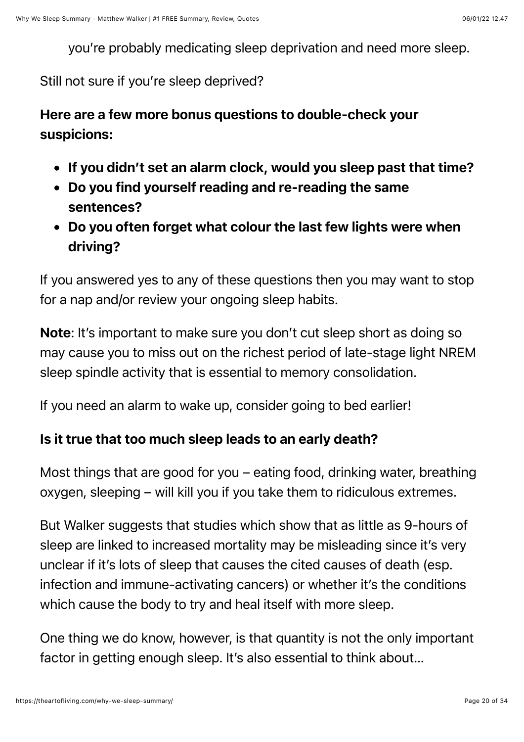you're probably medicating sleep deprivation and need more sleep.

Still not sure if you're sleep deprived?

**Here are a few more bonus questions to double-check your suspicions:**

- **If you didn't set an alarm clock, would you sleep past that time?**
- **Do you find yourself reading and re-reading the same sentences?**
- **Do you often forget what colour the last few lights were when driving?**

If you answered yes to any of these questions then you may want to stop for a nap and/or review your ongoing sleep habits.

**Note**: It's important to make sure you don't cut sleep short as doing so may cause you to miss out on the richest period of late-stage light NREM sleep spindle activity that is essential to memory consolidation.

If you need an alarm to wake up, consider going to bed earlier!

**Is it true that too much sleep leads to an early death?**

Most things that are good for you – eating food, drinking water, breathing oxygen, sleeping – will kill you if you take them to ridiculous extremes.

But Walker suggests that studies which show that as little as 9-hours of sleep are linked to increased mortality may be misleading since it's very unclear if it's lots of sleep that causes the cited causes of death (esp. infection and immune-activating cancers) or whether it's the conditions which cause the body to try and heal itself with more sleep.

One thing we do know, however, is that quantity is not the only important factor in getting enough sleep. It's also essential to think about…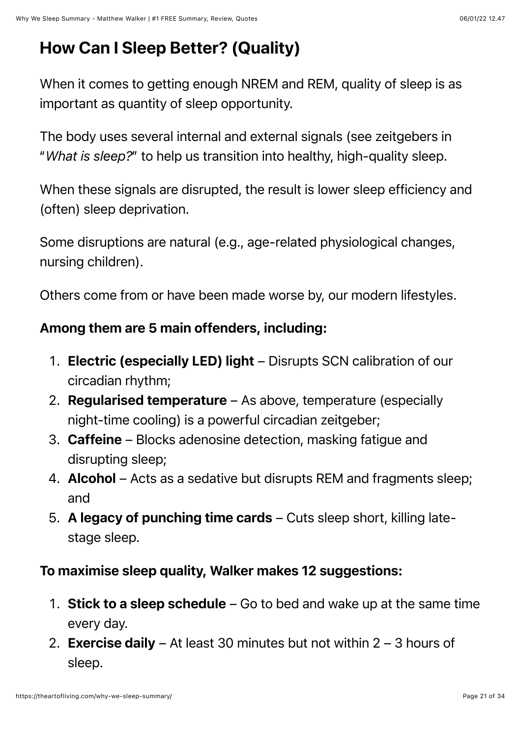## How Can I Sleep Better? (Quality)

When it comes to getting enough NREM and REM, quality of sleep is as important as quantity of sleep opportunity.

The body uses several internal and external signals (see zeitgebers in "*What is sleep?*" to help us transition into healthy, high-quality sleep.

When these signals are disrupted, the result is lower sleep efficiency and (often) sleep deprivation.

Some disruptions are natural (e.g., age-related physiological changes, nursing children).

Others come from or have been made worse by, our modern lifestyles.

**Among them are 5 main offenders, including:**

1. **Electric (especially LED) light** – Disrupts SCN calibration of our circadian rhythm;
2. **Regularised temperature** – As above, temperature (especially night-time cooling) is a powerful circadian zeitgeber;
3. **Caffeine** – Blocks adenosine detection, masking fatigue and disrupting sleep;
4. **Alcohol** – Acts as a sedative but disrupts REM and fragments sleep; and
5. **A legacy of punching time cards** – Cuts sleep short, killing late-stage sleep.

**To maximise sleep quality, Walker makes 12 suggestions:**

1. **Stick to a sleep schedule** – Go to bed and wake up at the same time every day.
2. **Exercise daily** – At least 30 minutes but not within 2 – 3 hours of sleep.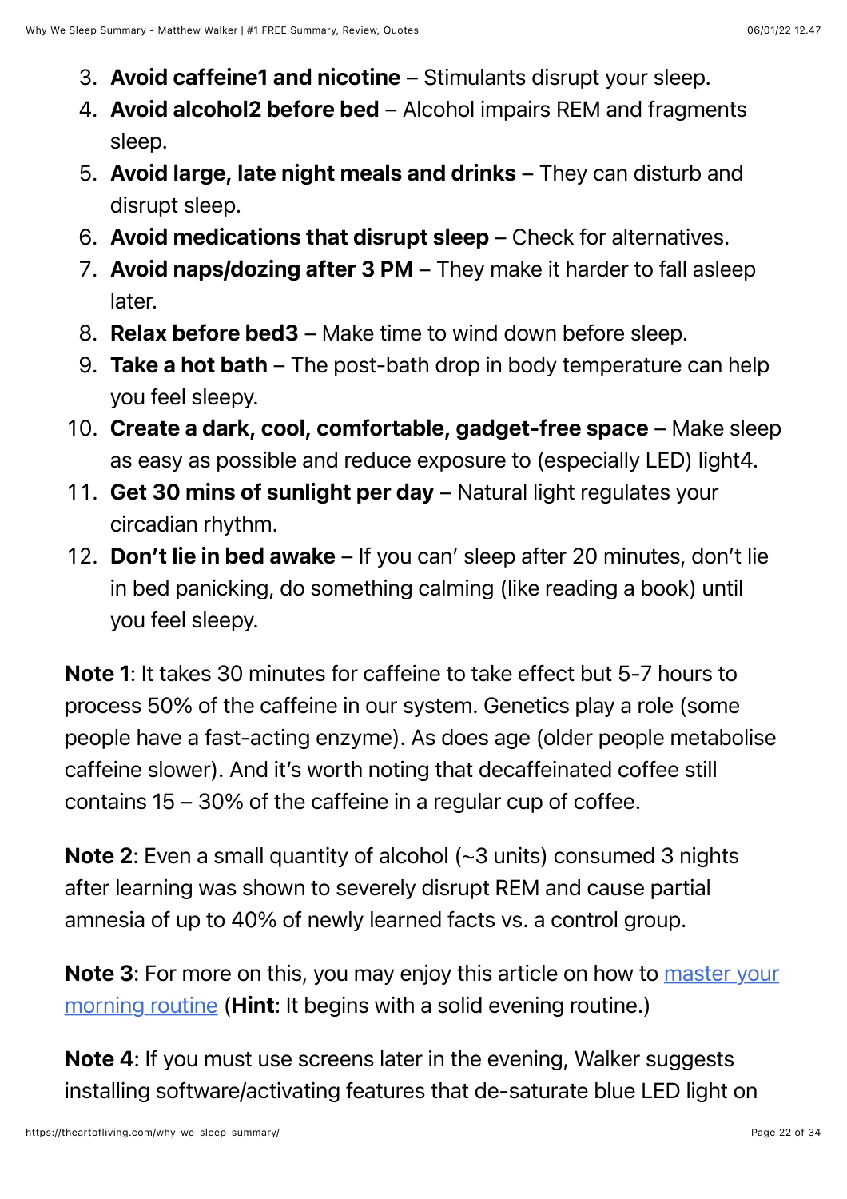3. **Avoid caffeine1 and nicotine** – Stimulants disrupt your sleep.
4. **Avoid alcohol2 before bed** – Alcohol impairs REM and fragments sleep.
5. **Avoid large, late night meals and drinks** – They can disturb and disrupt sleep.
6. **Avoid medications that disrupt sleep** – Check for alternatives.
7. **Avoid naps/dozing after 3 PM** – They make it harder to fall asleep later.
8. **Relax before bed3** – Make time to wind down before sleep.
9. **Take a hot bath** – The post-bath drop in body temperature can help you feel sleepy.
10. **Create a dark, cool, comfortable, gadget-free space** – Make sleep as easy as possible and reduce exposure to (especially LED) light4.
11. **Get 30 mins of sunlight per day** – Natural light regulates your circadian rhythm.
12. **Don't lie in bed awake** – If you can' sleep after 20 minutes, don't lie in bed panicking, do something calming (like reading a book) until you feel sleepy.

**Note 1**: It takes 30 minutes for caffeine to take effect but 5-7 hours to process 50% of the caffeine in our system. Genetics play a role (some people have a fast-acting enzyme). As does age (older people metabolise caffeine slower). And it's worth noting that decaffeinated coffee still contains 15 – 30% of the caffeine in a regular cup of coffee.

**Note 2**: Even a small quantity of alcohol (~3 units) consumed 3 nights after learning was shown to severely disrupt REM and cause partial amnesia of up to 40% of newly learned facts vs. a control group.

**Note 3**: For more on this, you may enjoy this article on how to master your morning routine (**Hint**: It begins with a solid evening routine.)

**Note 4**: If you must use screens later in the evening, Walker suggests installing software/activating features that de-saturate blue LED light on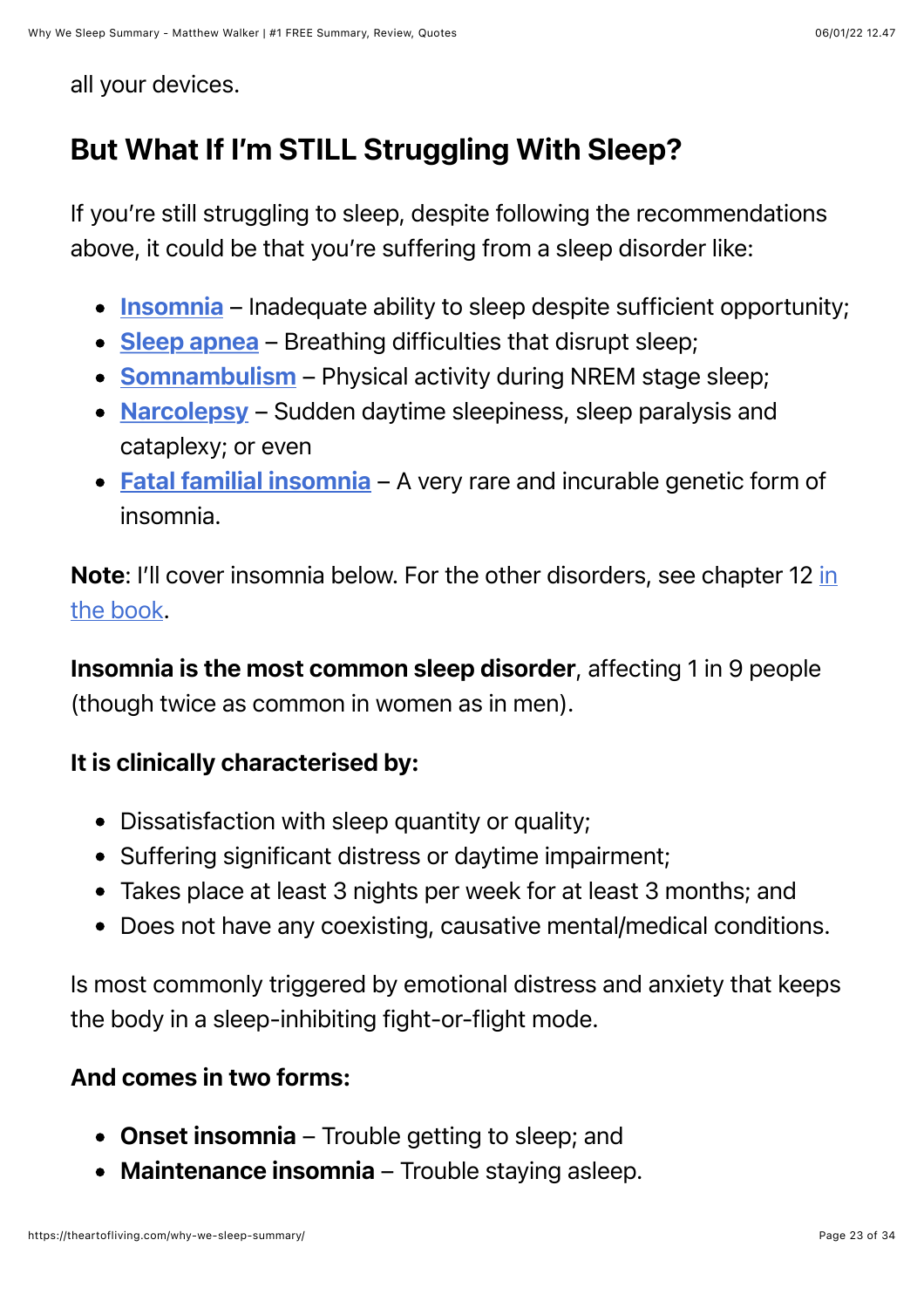all your devices.

## But What If I'm STILL Struggling With Sleep?

If you're still struggling to sleep, despite following the recommendations above, it could be that you're suffering from a sleep disorder like:

- **Insomnia** – Inadequate ability to sleep despite sufficient opportunity;
- **Sleep apnea** – Breathing difficulties that disrupt sleep;
- **Somnambulism** – Physical activity during NREM stage sleep;
- **Narcolepsy** – Sudden daytime sleepiness, sleep paralysis and cataplexy; or even
- **Fatal familial insomnia** – A very rare and incurable genetic form of insomnia.

**Note**: I'll cover insomnia below. For the other disorders, see chapter 12 in the book.

**Insomnia is the most common sleep disorder**, affecting 1 in 9 people (though twice as common in women as in men).

**It is clinically characterised by:**

- Dissatisfaction with sleep quantity or quality;
- Suffering significant distress or daytime impairment;
- Takes place at least 3 nights per week for at least 3 months; and
- Does not have any coexisting, causative mental/medical conditions.

Is most commonly triggered by emotional distress and anxiety that keeps the body in a sleep-inhibiting fight-or-flight mode.

**And comes in two forms:**

- **Onset insomnia** – Trouble getting to sleep; and
- **Maintenance insomnia** – Trouble staying asleep.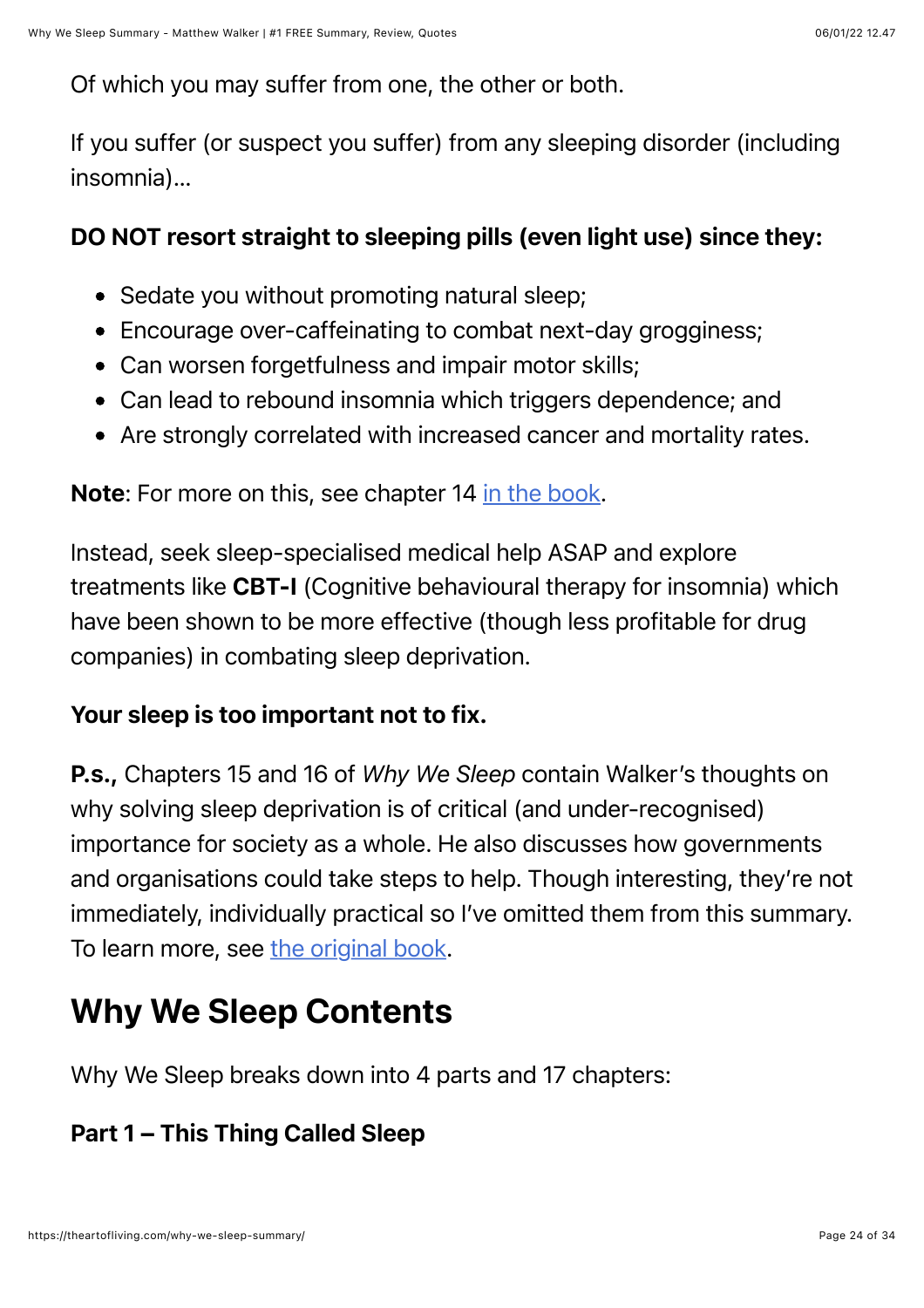Of which you may suffer from one, the other or both.

If you suffer (or suspect you suffer) from any sleeping disorder (including insomnia)…

**DO NOT resort straight to sleeping pills (even light use) since they:**

- Sedate you without promoting natural sleep;
- Encourage over-caffeinating to combat next-day grogginess;
- Can worsen forgetfulness and impair motor skills;
- Can lead to rebound insomnia which triggers dependence; and
- Are strongly correlated with increased cancer and mortality rates.

**Note**: For more on this, see chapter 14 in the book.

Instead, seek sleep-specialised medical help ASAP and explore treatments like **CBT-I** (Cognitive behavioural therapy for insomnia) which have been shown to be more effective (though less profitable for drug companies) in combating sleep deprivation.

**Your sleep is too important not to fix.**

**P.s.,** Chapters 15 and 16 of *Why We Sleep* contain Walker's thoughts on why solving sleep deprivation is of critical (and under-recognised) importance for society as a whole. He also discusses how governments and organisations could take steps to help. Though interesting, they're not immediately, individually practical so I've omitted them from this summary. To learn more, see the original book.

## Why We Sleep Contents

Why We Sleep breaks down into 4 parts and 17 chapters:

### Part 1 – This Thing Called Sleep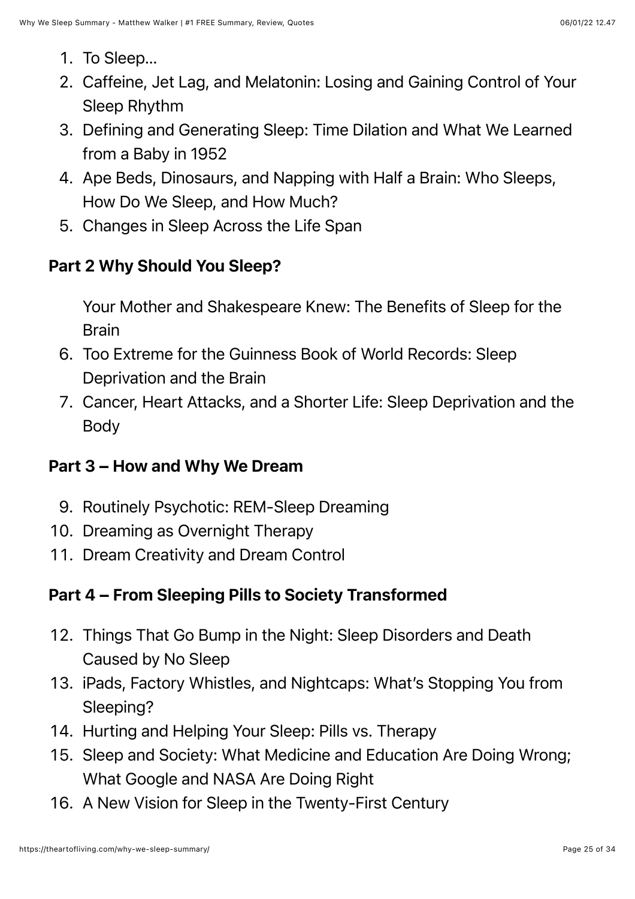1. To Sleep…
2. Caffeine, Jet Lag, and Melatonin: Losing and Gaining Control of Your Sleep Rhythm
3. Defining and Generating Sleep: Time Dilation and What We Learned from a Baby in 1952
4. Ape Beds, Dinosaurs, and Napping with Half a Brain: Who Sleeps, How Do We Sleep, and How Much?
5. Changes in Sleep Across the Life Span

**Part 2 Why Should You Sleep?**

Your Mother and Shakespeare Knew: The Benefits of Sleep for the Brain

6. Too Extreme for the Guinness Book of World Records: Sleep Deprivation and the Brain
7. Cancer, Heart Attacks, and a Shorter Life: Sleep Deprivation and the Body

**Part 3 – How and Why We Dream**

9. Routinely Psychotic: REM-Sleep Dreaming
10. Dreaming as Overnight Therapy
11. Dream Creativity and Dream Control

**Part 4 – From Sleeping Pills to Society Transformed**

12. Things That Go Bump in the Night: Sleep Disorders and Death Caused by No Sleep
13. iPads, Factory Whistles, and Nightcaps: What's Stopping You from Sleeping?
14. Hurting and Helping Your Sleep: Pills vs. Therapy
15. Sleep and Society: What Medicine and Education Are Doing Wrong; What Google and NASA Are Doing Right
16. A New Vision for Sleep in the Twenty-First Century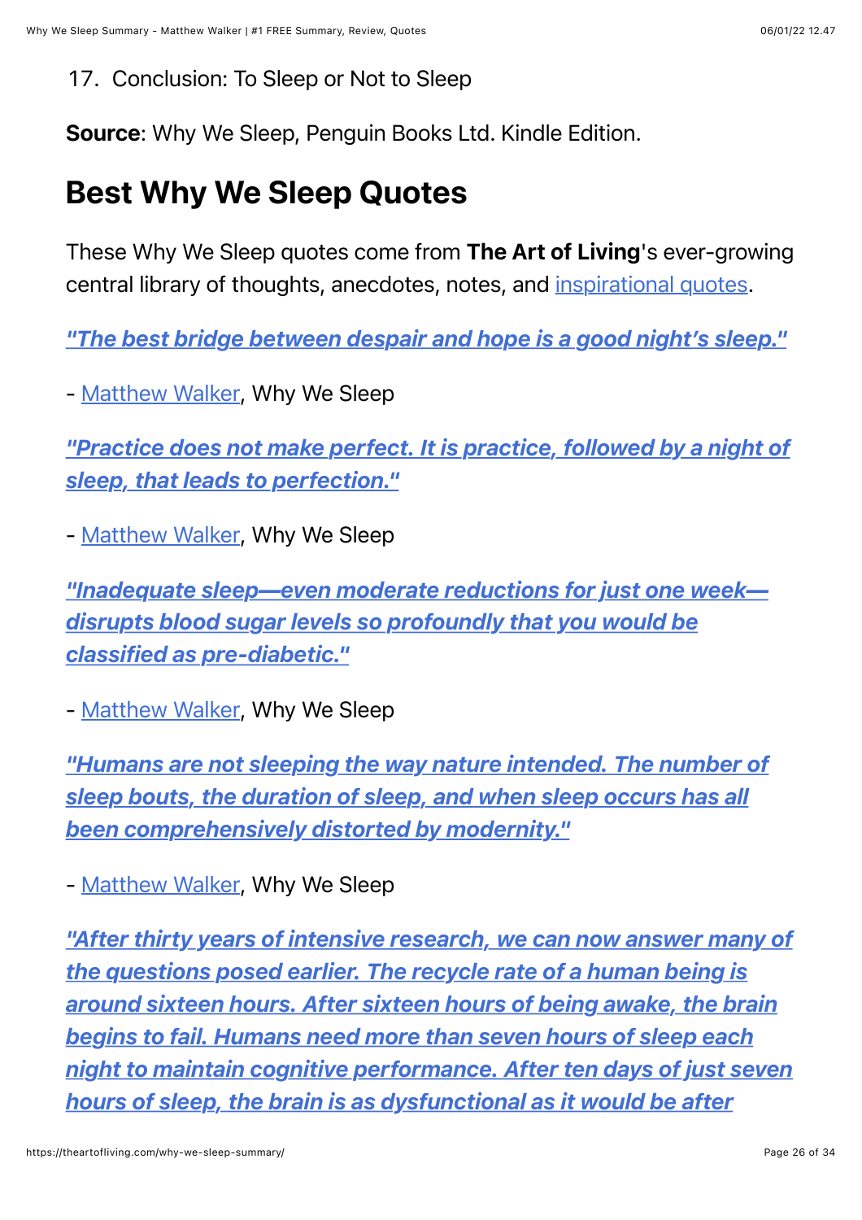17. Conclusion: To Sleep or Not to Sleep

**Source**: Why We Sleep, Penguin Books Ltd. Kindle Edition.

## Best Why We Sleep Quotes

These Why We Sleep quotes come from **The Art of Living**'s ever-growing central library of thoughts, anecdotes, notes, and inspirational quotes.

***"The best bridge between despair and hope is a good night's sleep."***

\- Matthew Walker, Why We Sleep

***"Practice does not make perfect. It is practice, followed by a night of sleep, that leads to perfection."***

\- Matthew Walker, Why We Sleep

***"Inadequate sleep—even moderate reductions for just one week—disrupts blood sugar levels so profoundly that you would be classified as pre-diabetic."***

\- Matthew Walker, Why We Sleep

***"Humans are not sleeping the way nature intended. The number of sleep bouts, the duration of sleep, and when sleep occurs has all been comprehensively distorted by modernity."***

\- Matthew Walker, Why We Sleep

***"After thirty years of intensive research, we can now answer many of the questions posed earlier. The recycle rate of a human being is around sixteen hours. After sixteen hours of being awake, the brain begins to fail. Humans need more than seven hours of sleep each night to maintain cognitive performance. After ten days of just seven hours of sleep, the brain is as dysfunctional as it would be after***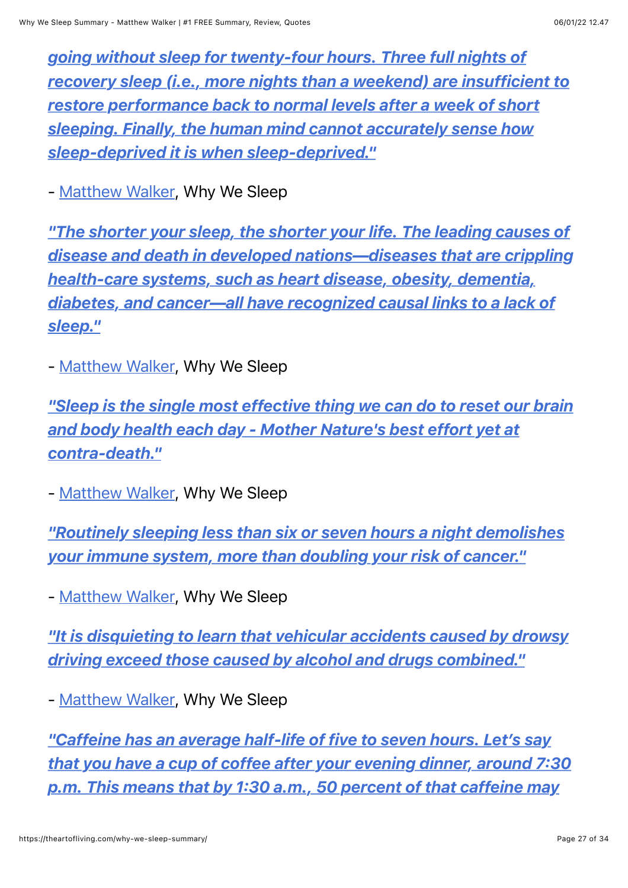***going without sleep for twenty-four hours. Three full nights of recovery sleep (i.e., more nights than a weekend) are insufficient to restore performance back to normal levels after a week of short sleeping. Finally, the human mind cannot accurately sense how sleep-deprived it is when sleep-deprived."***

- Matthew Walker, Why We Sleep

***"The shorter your sleep, the shorter your life. The leading causes of disease and death in developed nations—diseases that are crippling health-care systems, such as heart disease, obesity, dementia, diabetes, and cancer—all have recognized causal links to a lack of sleep."***

- Matthew Walker, Why We Sleep

***"Sleep is the single most effective thing we can do to reset our brain and body health each day - Mother Nature's best effort yet at contra-death."***

- Matthew Walker, Why We Sleep

***"Routinely sleeping less than six or seven hours a night demolishes your immune system, more than doubling your risk of cancer."***

- Matthew Walker, Why We Sleep

***"It is disquieting to learn that vehicular accidents caused by drowsy driving exceed those caused by alcohol and drugs combined."***

- Matthew Walker, Why We Sleep

***"Caffeine has an average half-life of five to seven hours. Let's say that you have a cup of coffee after your evening dinner, around 7:30 p.m. This means that by 1:30 a.m., 50 percent of that caffeine may***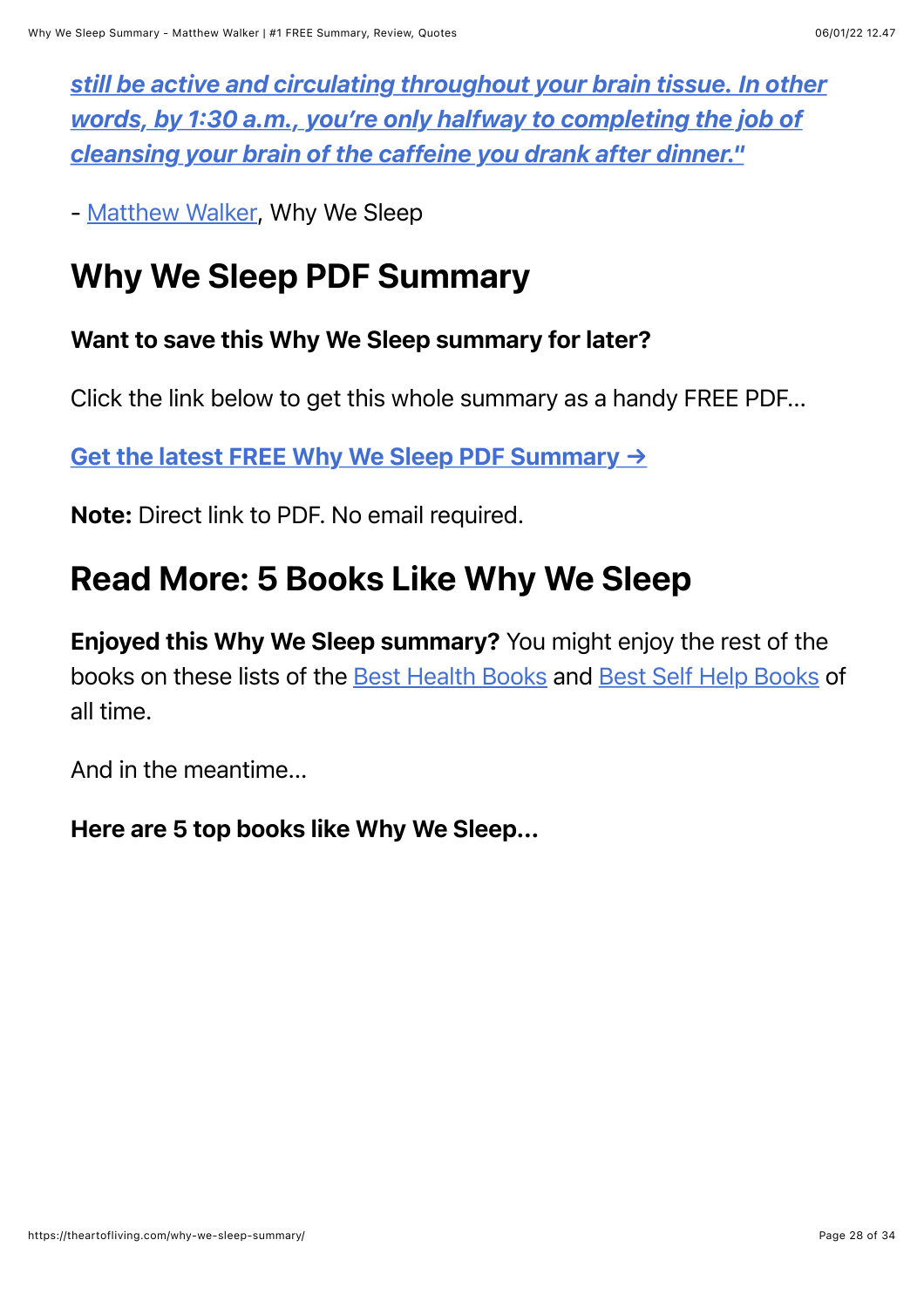***still be active and circulating throughout your brain tissue. In other words, by 1:30 a.m., you're only halfway to completing the job of cleansing your brain of the caffeine you drank after dinner."***

- Matthew Walker, Why We Sleep

## Why We Sleep PDF Summary

**Want to save this Why We Sleep summary for later?**

Click the link below to get this whole summary as a handy FREE PDF...

**Get the latest FREE Why We Sleep PDF Summary →**

**Note:** Direct link to PDF. No email required.

## Read More: 5 Books Like Why We Sleep

**Enjoyed this Why We Sleep summary?** You might enjoy the rest of the books on these lists of the Best Health Books and Best Self Help Books of all time.

And in the meantime...

**Here are 5 top books like Why We Sleep...**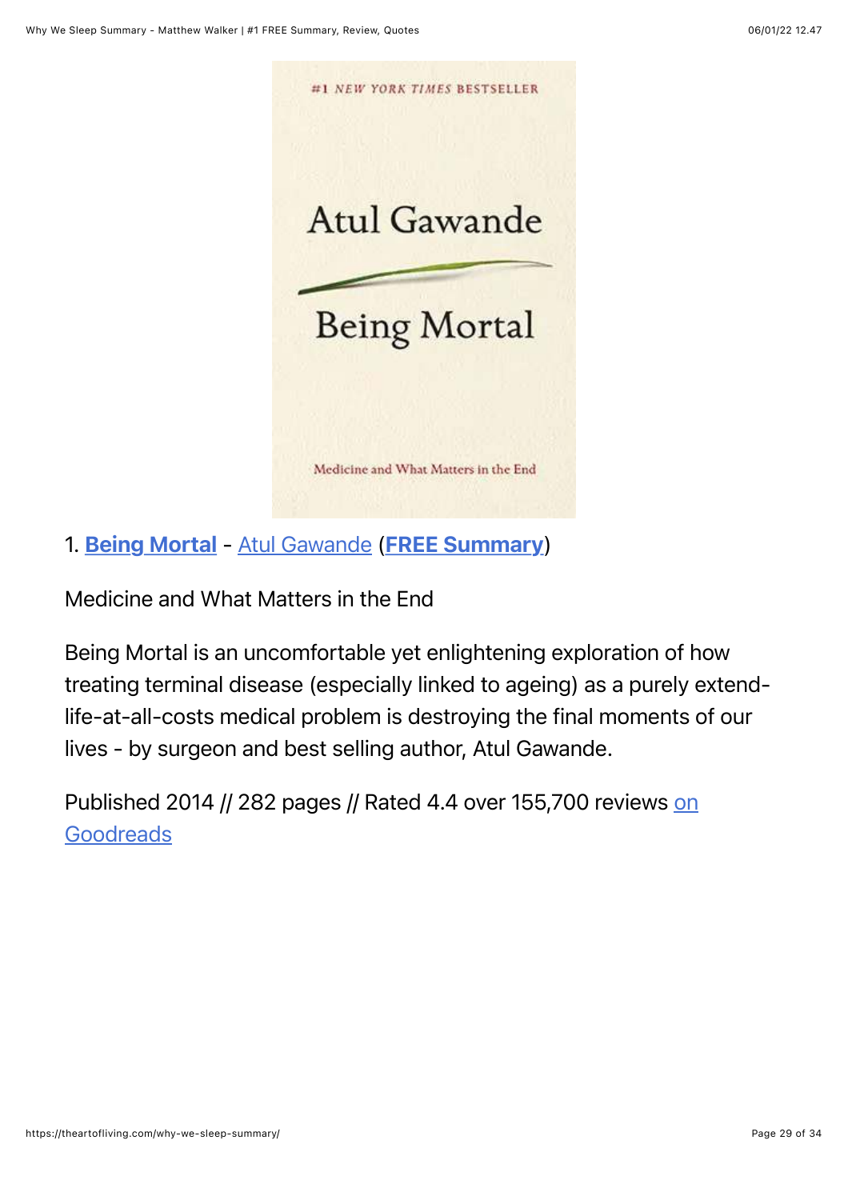1. **Being Mortal** - Atul Gawande (**FREE Summary**)

Medicine and What Matters in the End

Being Mortal is an uncomfortable yet enlightening exploration of how treating terminal disease (especially linked to ageing) as a purely extend-life-at-all-costs medical problem is destroying the final moments of our lives - by surgeon and best selling author, Atul Gawande.

Published 2014 // 282 pages // Rated 4.4 over 155,700 reviews on Goodreads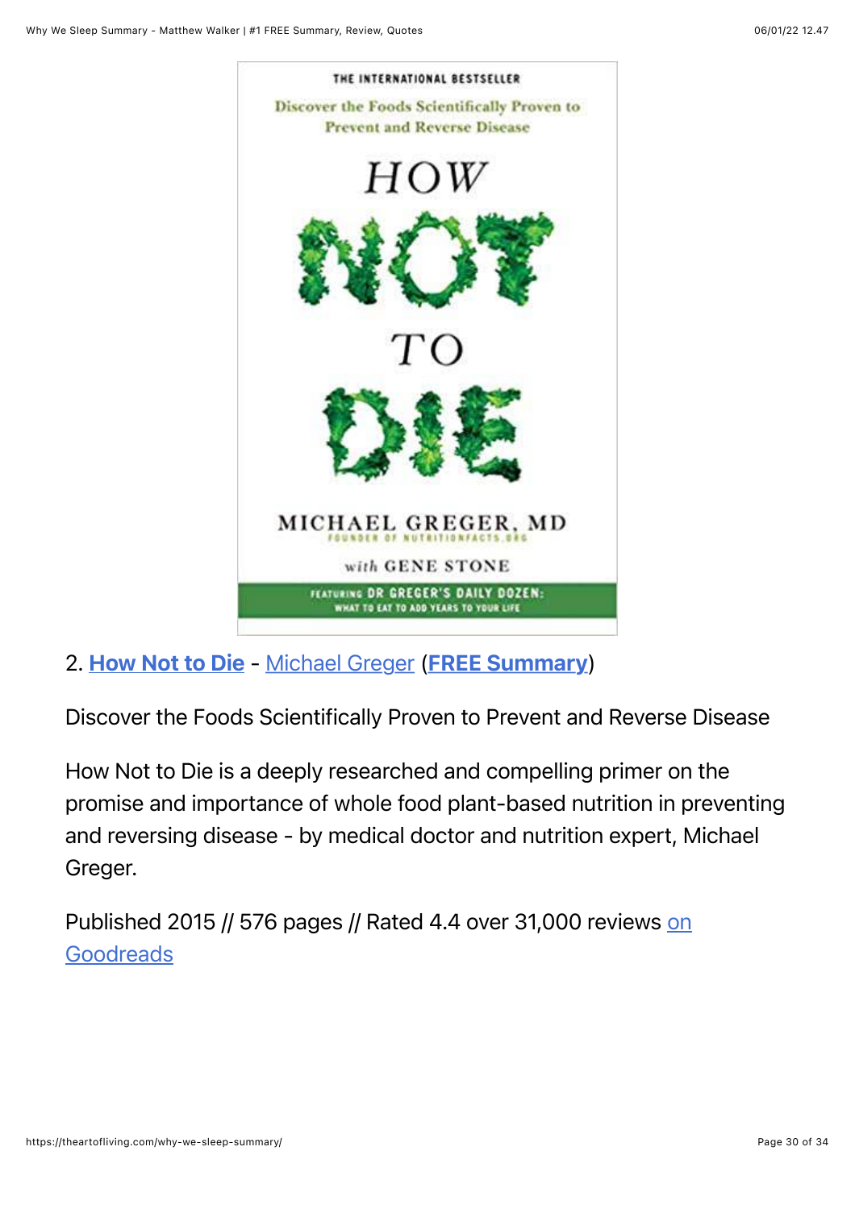2. **How Not to Die** - Michael Greger (**FREE Summary**)

Discover the Foods Scientifically Proven to Prevent and Reverse Disease

How Not to Die is a deeply researched and compelling primer on the promise and importance of whole food plant-based nutrition in preventing and reversing disease - by medical doctor and nutrition expert, Michael Greger.

Published 2015 // 576 pages // Rated 4.4 over 31,000 reviews on Goodreads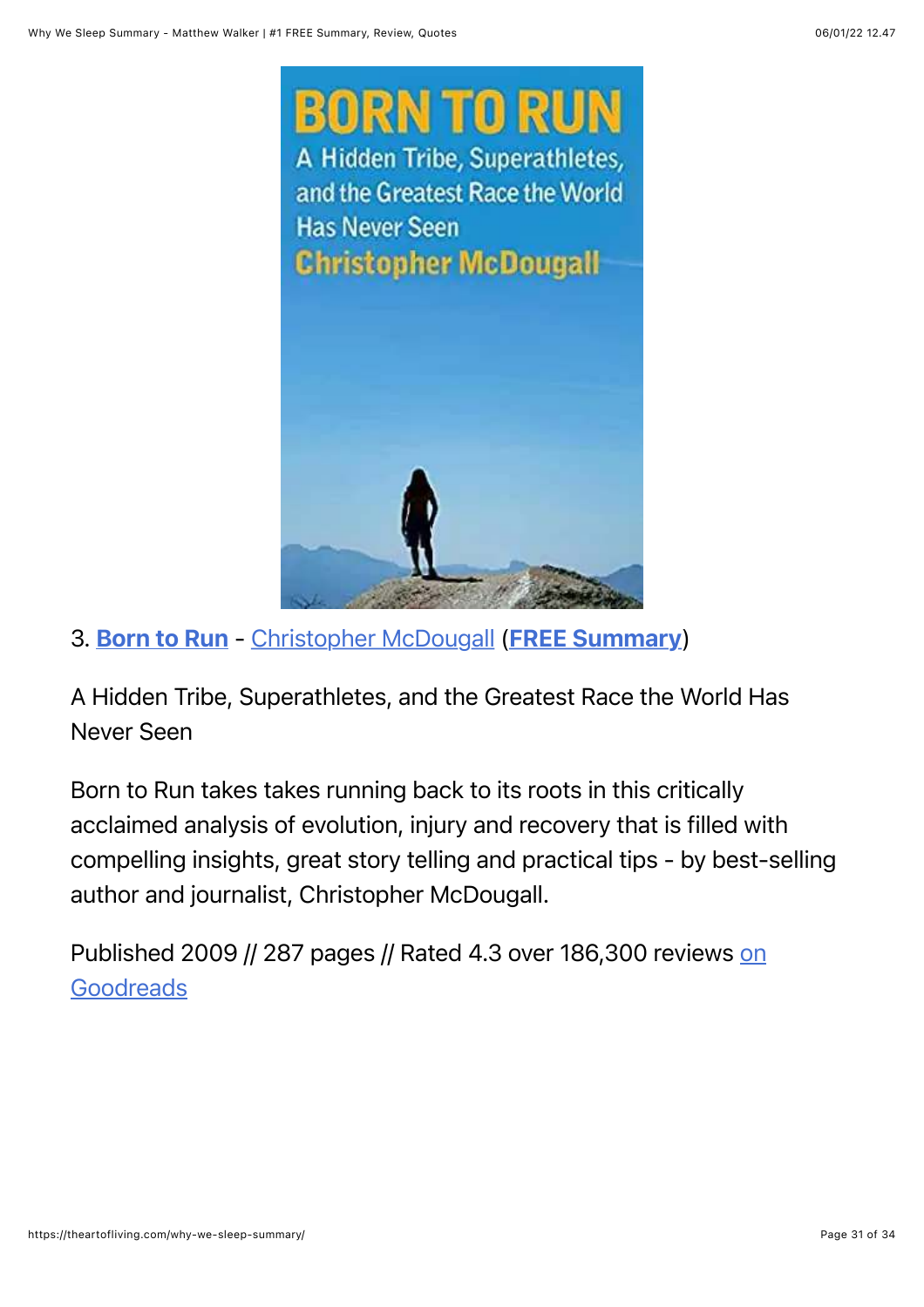3. **Born to Run** - Christopher McDougall (**FREE Summary**)

A Hidden Tribe, Superathletes, and the Greatest Race the World Has Never Seen

Born to Run takes takes running back to its roots in this critically acclaimed analysis of evolution, injury and recovery that is filled with compelling insights, great story telling and practical tips - by best-selling author and journalist, Christopher McDougall.

Published 2009 // 287 pages // Rated 4.3 over 186,300 reviews on Goodreads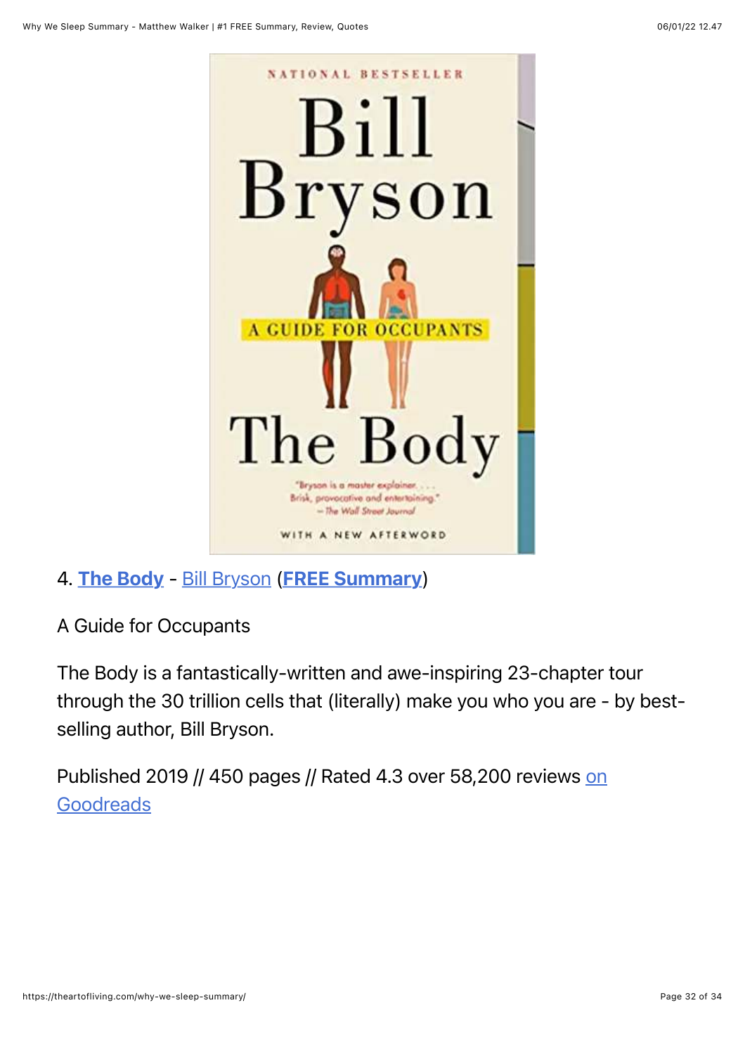4. **The Body** - Bill Bryson (**FREE Summary**)

A Guide for Occupants

The Body is a fantastically-written and awe-inspiring 23-chapter tour through the 30 trillion cells that (literally) make you who you are - by best-selling author, Bill Bryson.

Published 2019 // 450 pages // Rated 4.3 over 58,200 reviews on Goodreads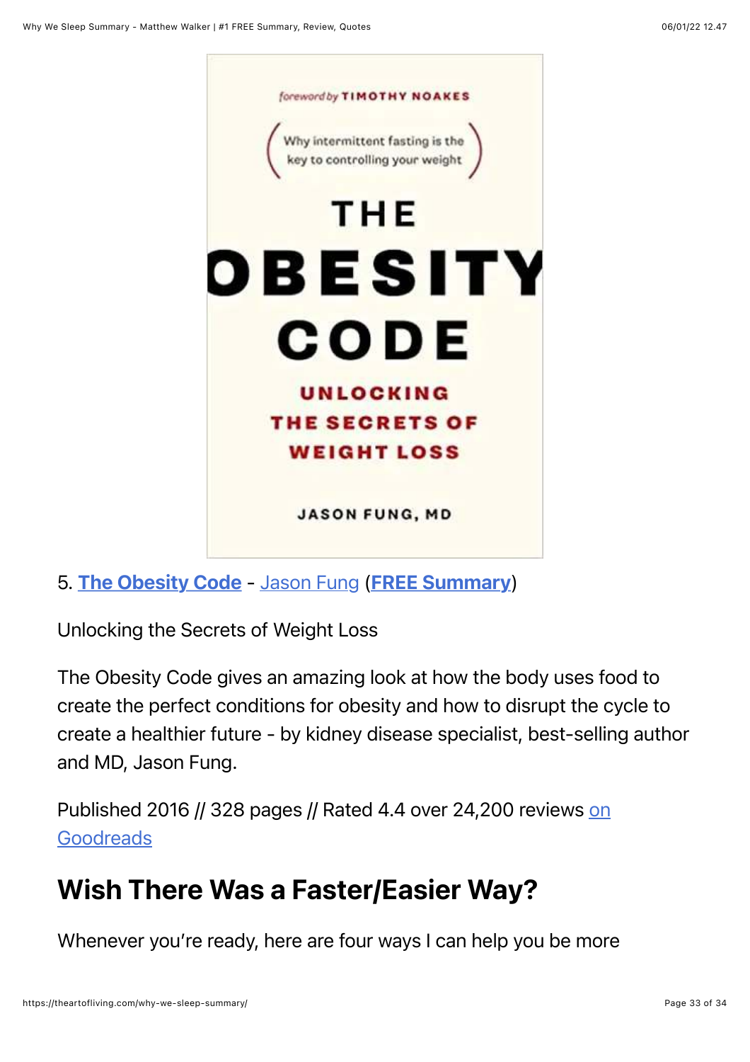5. **The Obesity Code** - Jason Fung (**FREE Summary**)

Unlocking the Secrets of Weight Loss

The Obesity Code gives an amazing look at how the body uses food to create the perfect conditions for obesity and how to disrupt the cycle to create a healthier future - by kidney disease specialist, best-selling author and MD, Jason Fung.

Published 2016 // 328 pages // Rated 4.4 over 24,200 reviews on Goodreads

## Wish There Was a Faster/Easier Way?

Whenever you're ready, here are four ways I can help you be more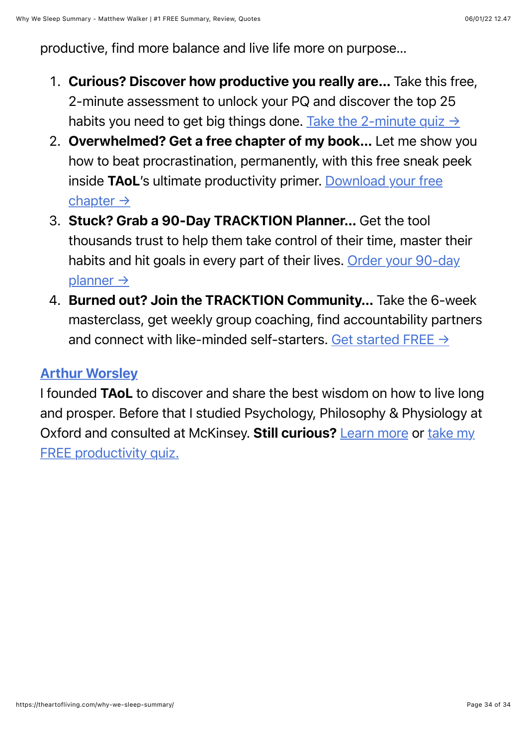productive, find more balance and live life more on purpose...

1. **Curious? Discover how productive you really are...** Take this free, 2-minute assessment to unlock your PQ and discover the top 25 habits you need to get big things done. Take the 2-minute quiz →
2. **Overwhelmed? Get a free chapter of my book...** Let me show you how to beat procrastination, permanently, with this free sneak peek inside **TAoL**'s ultimate productivity primer. Download your free chapter →
3. **Stuck? Grab a 90-Day TRACKTION Planner...** Get the tool thousands trust to help them take control of their time, master their habits and hit goals in every part of their lives. Order your 90-day planner →
4. **Burned out? Join the TRACKTION Community...** Take the 6-week masterclass, get weekly group coaching, find accountability partners and connect with like-minded self-starters. Get started FREE →

**Arthur Worsley**

I founded **TAoL** to discover and share the best wisdom on how to live long and prosper. Before that I studied Psychology, Philosophy & Physiology at Oxford and consulted at McKinsey. **Still curious?** Learn more or take my FREE productivity quiz.